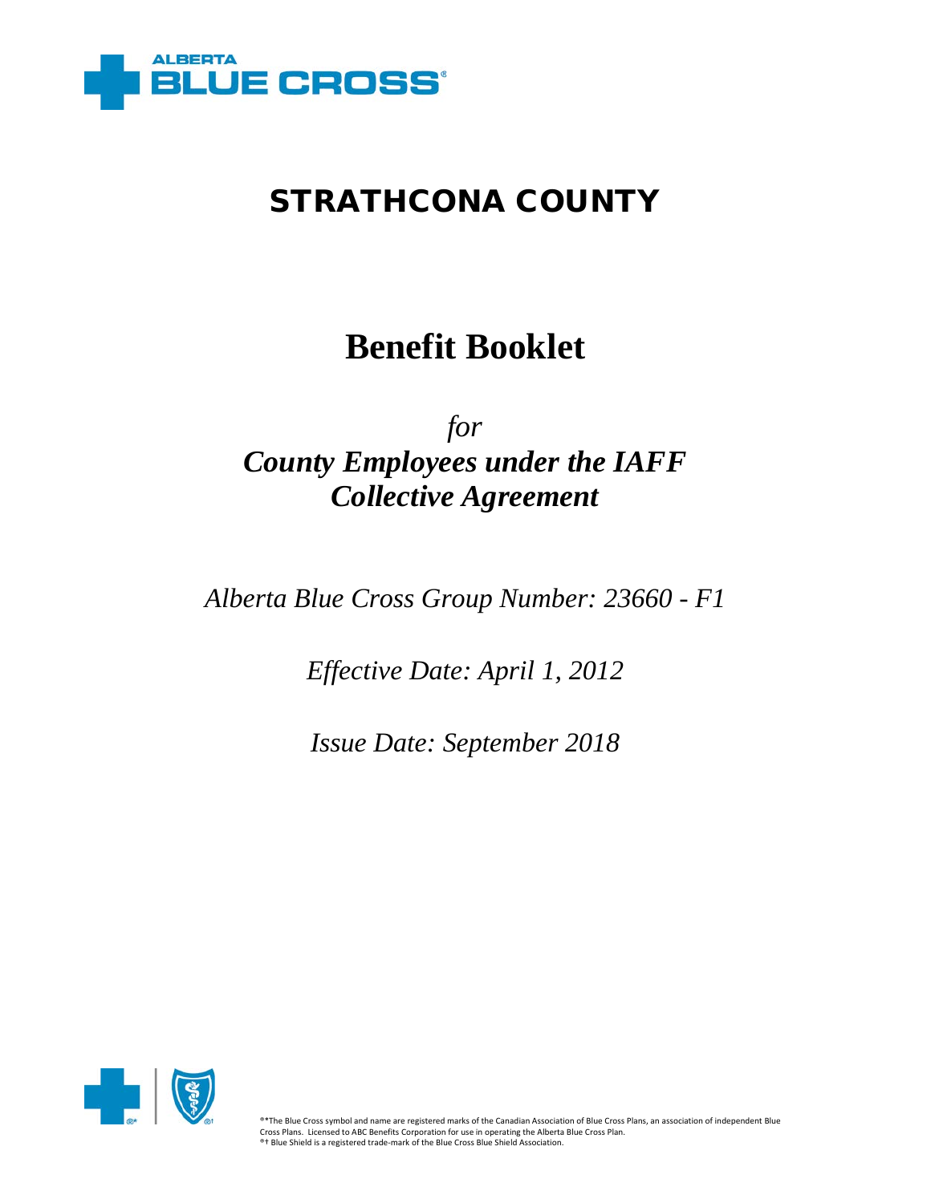ALBERTA BLUE CROSS®

# STRATHCONA COUNTY

# Benefit Booklet

*for*

***County Employees under the IAFF Collective Agreement***

*Alberta Blue Cross Group Number: 23660 - F1*

*Effective Date: April 1, 2012*

*Issue Date: September 2018*

®*The Blue Cross symbol and name are registered marks of the Canadian Association of Blue Cross Plans, an association of independent Blue Cross Plans. Licensed to ABC Benefits Corporation for use in operating the Alberta Blue Cross Plan.
®† Blue Shield is a registered trade-mark of the Blue Cross Blue Shield Association.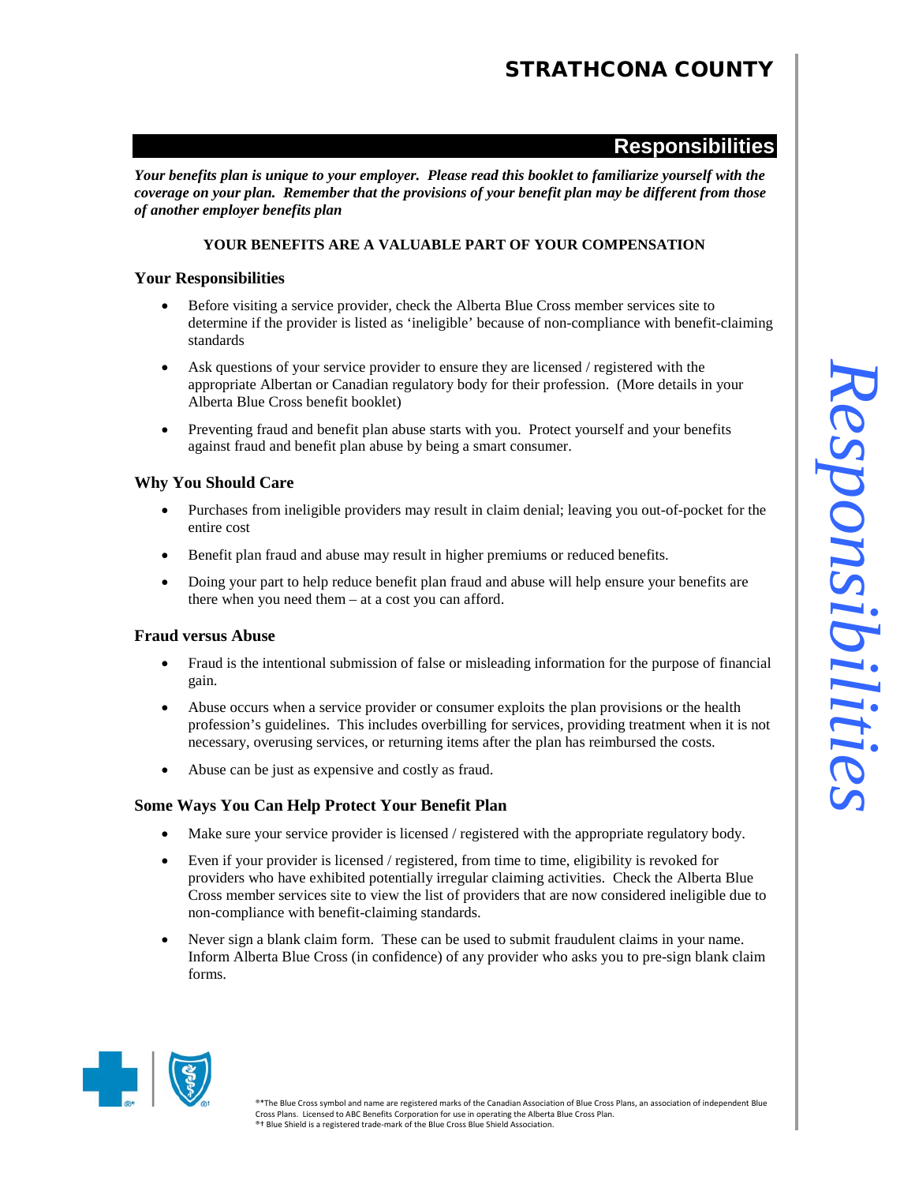# Responsibilities

***Your benefits plan is unique to your employer. Please read this booklet to familiarize yourself with the coverage on your plan. Remember that the provisions of your benefit plan may be different from those of another employer benefits plan***

**YOUR BENEFITS ARE A VALUABLE PART OF YOUR COMPENSATION**

## Your Responsibilities

- Before visiting a service provider, check the Alberta Blue Cross member services site to determine if the provider is listed as 'ineligible' because of non-compliance with benefit-claiming standards
- Ask questions of your service provider to ensure they are licensed / registered with the appropriate Albertan or Canadian regulatory body for their profession. (More details in your Alberta Blue Cross benefit booklet)
- Preventing fraud and benefit plan abuse starts with you. Protect yourself and your benefits against fraud and benefit plan abuse by being a smart consumer.

## Why You Should Care

- Purchases from ineligible providers may result in claim denial; leaving you out-of-pocket for the entire cost
- Benefit plan fraud and abuse may result in higher premiums or reduced benefits.
- Doing your part to help reduce benefit plan fraud and abuse will help ensure your benefits are there when you need them – at a cost you can afford.

## Fraud versus Abuse

- Fraud is the intentional submission of false or misleading information for the purpose of financial gain.
- Abuse occurs when a service provider or consumer exploits the plan provisions or the health profession's guidelines. This includes overbilling for services, providing treatment when it is not necessary, overusing services, or returning items after the plan has reimbursed the costs.
- Abuse can be just as expensive and costly as fraud.

## Some Ways You Can Help Protect Your Benefit Plan

- Make sure your service provider is licensed / registered with the appropriate regulatory body.
- Even if your provider is licensed / registered, from time to time, eligibility is revoked for providers who have exhibited potentially irregular claiming activities. Check the Alberta Blue Cross member services site to view the list of providers that are now considered ineligible due to non-compliance with benefit-claiming standards.
- Never sign a blank claim form. These can be used to submit fraudulent claims in your name. Inform Alberta Blue Cross (in confidence) of any provider who asks you to pre-sign blank claim forms.

®*The Blue Cross symbol and name are registered marks of the Canadian Association of Blue Cross Plans, an association of independent Blue Cross Plans. Licensed to ABC Benefits Corporation for use in operating the Alberta Blue Cross Plan.
®† Blue Shield is a registered trade-mark of the Blue Cross Blue Shield Association.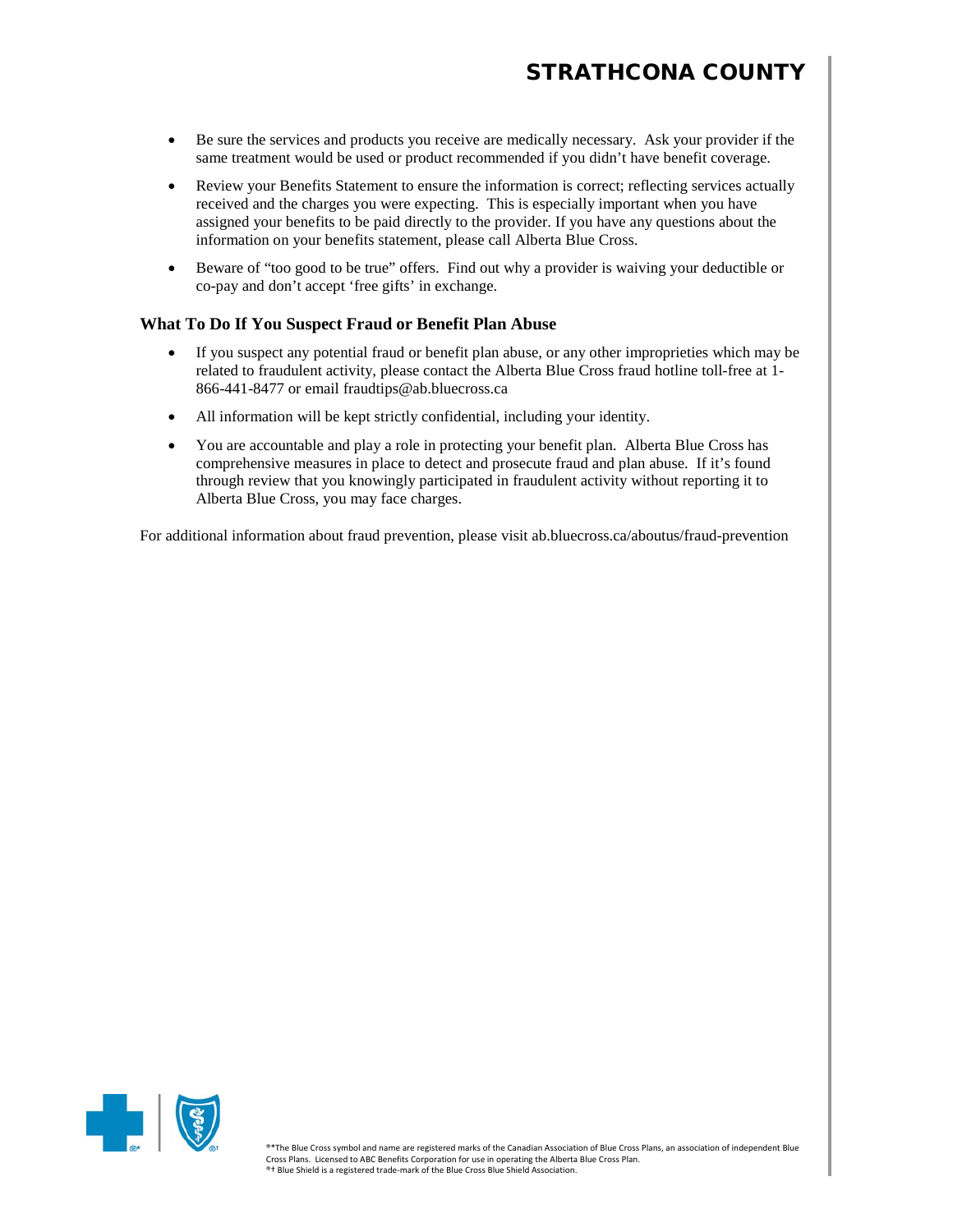- Be sure the services and products you receive are medically necessary. Ask your provider if the same treatment would be used or product recommended if you didn't have benefit coverage.
- Review your Benefits Statement to ensure the information is correct; reflecting services actually received and the charges you were expecting. This is especially important when you have assigned your benefits to be paid directly to the provider. If you have any questions about the information on your benefits statement, please call Alberta Blue Cross.
- Beware of "too good to be true" offers. Find out why a provider is waiving your deductible or co-pay and don't accept 'free gifts' in exchange.

### What To Do If You Suspect Fraud or Benefit Plan Abuse

- If you suspect any potential fraud or benefit plan abuse, or any other improprieties which may be related to fraudulent activity, please contact the Alberta Blue Cross fraud hotline toll-free at 1-866-441-8477 or email fraudtips@ab.bluecross.ca
- All information will be kept strictly confidential, including your identity.
- You are accountable and play a role in protecting your benefit plan. Alberta Blue Cross has comprehensive measures in place to detect and prosecute fraud and plan abuse. If it's found through review that you knowingly participated in fraudulent activity without reporting it to Alberta Blue Cross, you may face charges.

For additional information about fraud prevention, please visit ab.bluecross.ca/aboutus/fraud-prevention

®*The Blue Cross symbol and name are registered marks of the Canadian Association of Blue Cross Plans, an association of independent Blue Cross Plans. Licensed to ABC Benefits Corporation for use in operating the Alberta Blue Cross Plan.
®† Blue Shield is a registered trade-mark of the Blue Cross Blue Shield Association.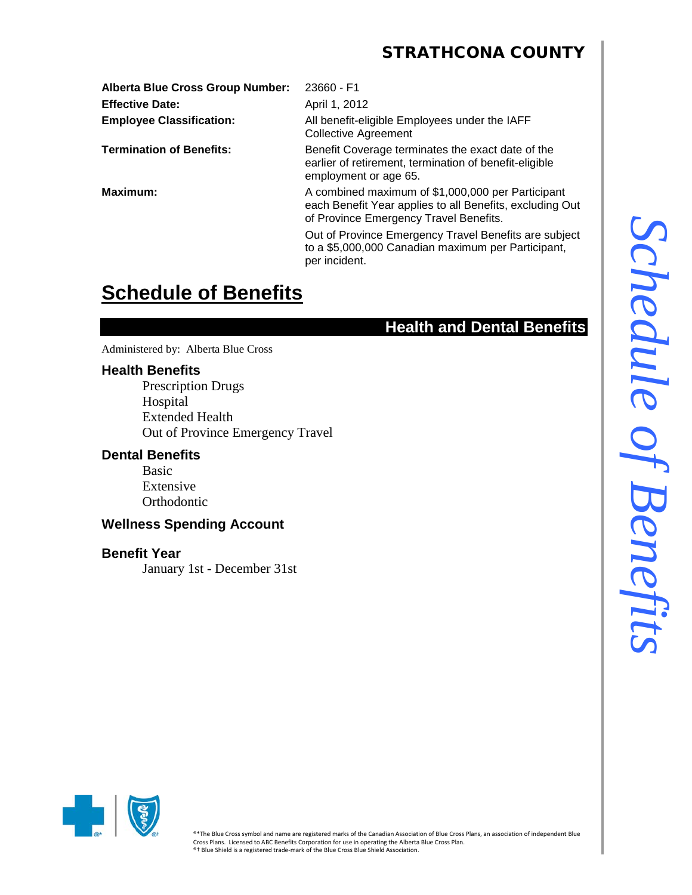# STRATHCONA COUNTY

| | |
|---|---|
| **Alberta Blue Cross Group Number:** | 23660 - F1 |
| **Effective Date:** | April 1, 2012 |
| **Employee Classification:** | All benefit-eligible Employees under the IAFF Collective Agreement |
| **Termination of Benefits:** | Benefit Coverage terminates the exact date of the earlier of retirement, termination of benefit-eligible employment or age 65. |
| **Maximum:** | A combined maximum of $1,000,000 per Participant each Benefit Year applies to all Benefits, excluding Out of Province Emergency Travel Benefits. Out of Province Emergency Travel Benefits are subject to a $5,000,000 Canadian maximum per Participant, per incident. |

## Schedule of Benefits

### Health and Dental Benefits

Administered by: Alberta Blue Cross

**Health Benefits**

- Prescription Drugs
- Hospital
- Extended Health
- Out of Province Emergency Travel

**Dental Benefits**

- Basic
- Extensive
- Orthodontic

**Wellness Spending Account**

**Benefit Year**

January 1st - December 31st

®*The Blue Cross symbol and name are registered marks of the Canadian Association of Blue Cross Plans, an association of independent Blue Cross Plans. Licensed to ABC Benefits Corporation for use in operating the Alberta Blue Cross Plan.
®† Blue Shield is a registered trade-mark of the Blue Cross Blue Shield Association.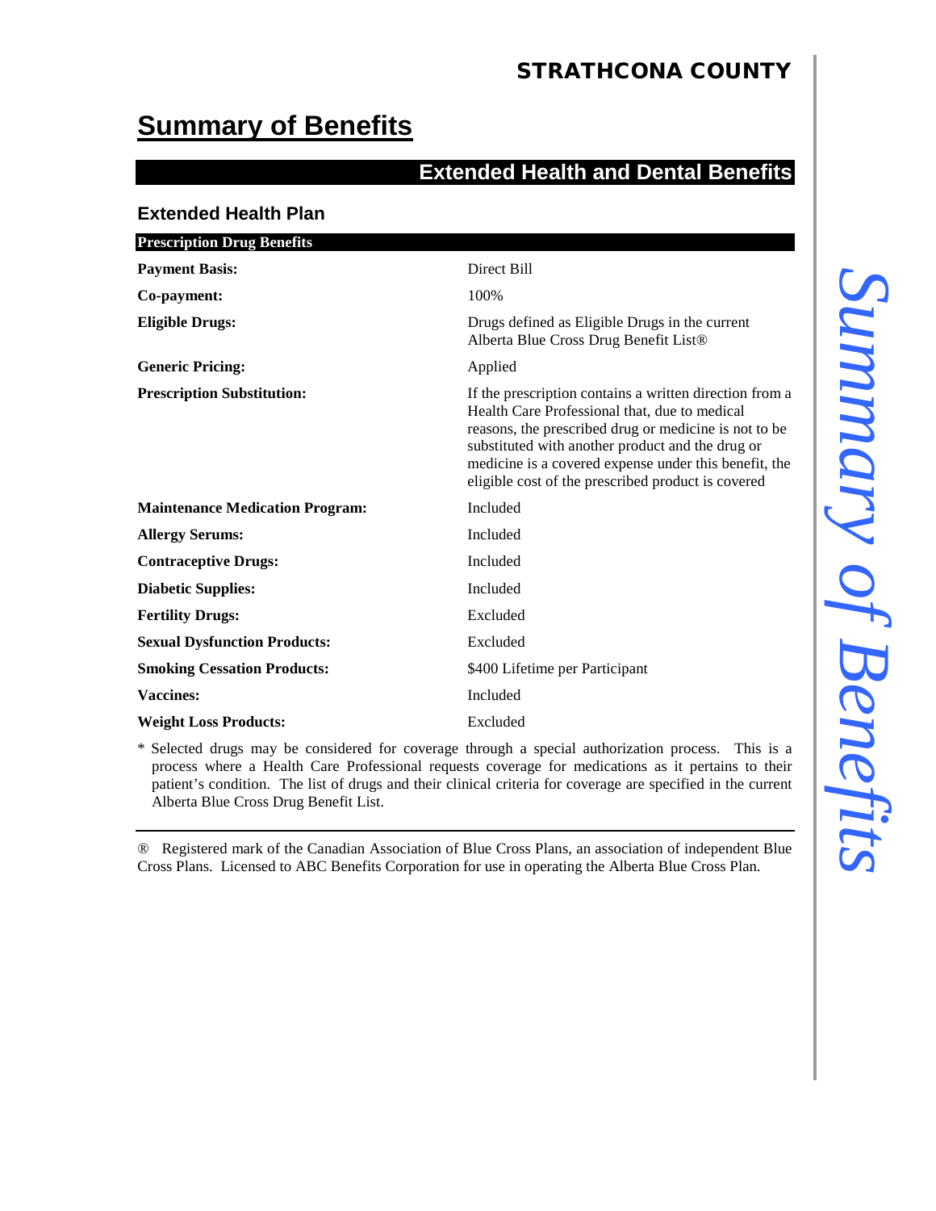# Summary of Benefits

## Extended Health and Dental Benefits

### Extended Health Plan

| Prescription Drug Benefits | |
|---|---|
| **Payment Basis:** | Direct Bill |
| **Co-payment:** | 100% |
| **Eligible Drugs:** | Drugs defined as Eligible Drugs in the current Alberta Blue Cross Drug Benefit List® |
| **Generic Pricing:** | Applied |
| **Prescription Substitution:** | If the prescription contains a written direction from a Health Care Professional that, due to medical reasons, the prescribed drug or medicine is not to be substituted with another product and the drug or medicine is a covered expense under this benefit, the eligible cost of the prescribed product is covered |
| **Maintenance Medication Program:** | Included |
| **Allergy Serums:** | Included |
| **Contraceptive Drugs:** | Included |
| **Diabetic Supplies:** | Included |
| **Fertility Drugs:** | Excluded |
| **Sexual Dysfunction Products:** | Excluded |
| **Smoking Cessation Products:** | $400 Lifetime per Participant |
| **Vaccines:** | Included |
| **Weight Loss Products:** | Excluded |

* Selected drugs may be considered for coverage through a special authorization process. This is a process where a Health Care Professional requests coverage for medications as it pertains to their patient's condition. The list of drugs and their clinical criteria for coverage are specified in the current Alberta Blue Cross Drug Benefit List.

---

® Registered mark of the Canadian Association of Blue Cross Plans, an association of independent Blue Cross Plans. Licensed to ABC Benefits Corporation for use in operating the Alberta Blue Cross Plan.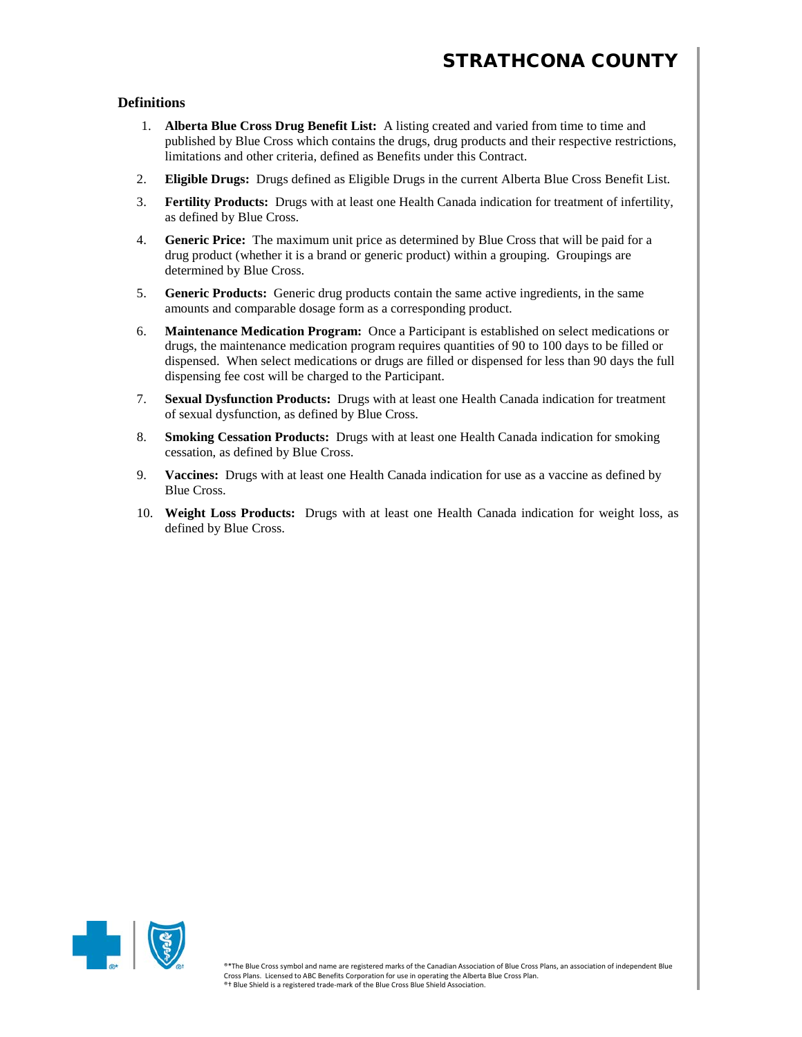### Definitions

1. **Alberta Blue Cross Drug Benefit List:** A listing created and varied from time to time and published by Blue Cross which contains the drugs, drug products and their respective restrictions, limitations and other criteria, defined as Benefits under this Contract.
2. **Eligible Drugs:** Drugs defined as Eligible Drugs in the current Alberta Blue Cross Benefit List.
3. **Fertility Products:** Drugs with at least one Health Canada indication for treatment of infertility, as defined by Blue Cross.
4. **Generic Price:** The maximum unit price as determined by Blue Cross that will be paid for a drug product (whether it is a brand or generic product) within a grouping. Groupings are determined by Blue Cross.
5. **Generic Products:** Generic drug products contain the same active ingredients, in the same amounts and comparable dosage form as a corresponding product.
6. **Maintenance Medication Program:** Once a Participant is established on select medications or drugs, the maintenance medication program requires quantities of 90 to 100 days to be filled or dispensed. When select medications or drugs are filled or dispensed for less than 90 days the full dispensing fee cost will be charged to the Participant.
7. **Sexual Dysfunction Products:** Drugs with at least one Health Canada indication for treatment of sexual dysfunction, as defined by Blue Cross.
8. **Smoking Cessation Products:** Drugs with at least one Health Canada indication for smoking cessation, as defined by Blue Cross.
9. **Vaccines:** Drugs with at least one Health Canada indication for use as a vaccine as defined by Blue Cross.
10. **Weight Loss Products:** Drugs with at least one Health Canada indication for weight loss, as defined by Blue Cross.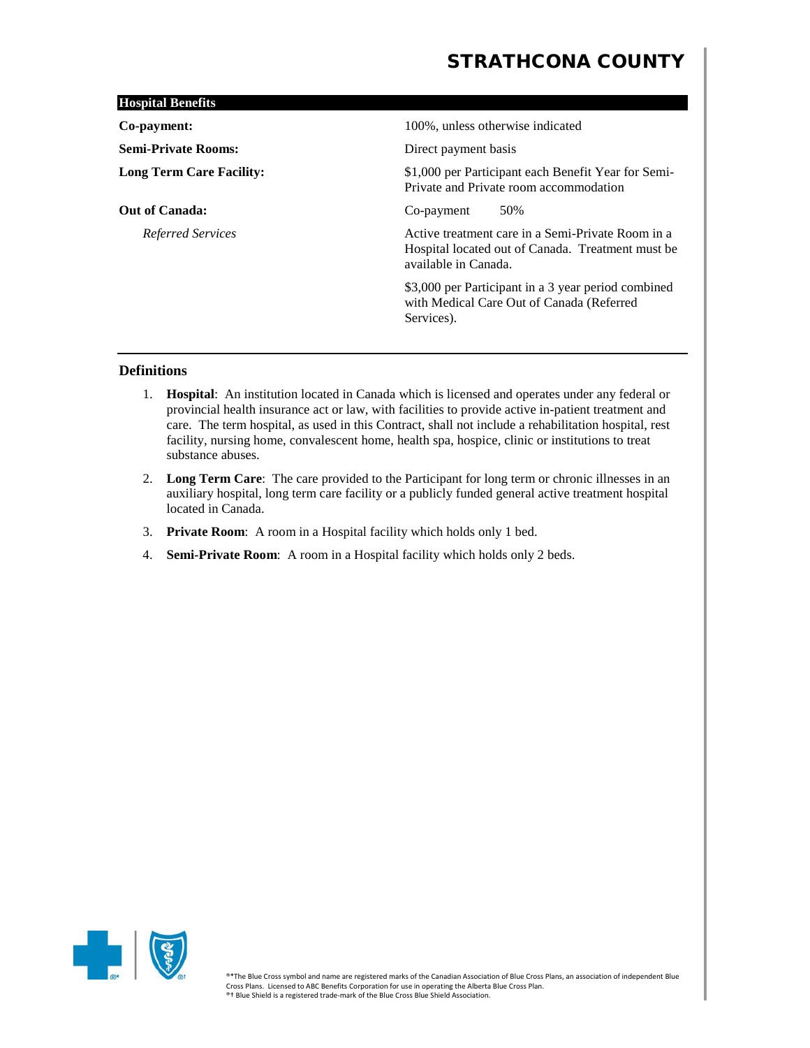# STRATHCONA COUNTY

| Hospital Benefits | |
|---|---|
| **Co-payment:** | 100%, unless otherwise indicated |
| **Semi-Private Rooms:** | Direct payment basis |
| **Long Term Care Facility:** | $1,000 per Participant each Benefit Year for Semi-Private and Private room accommodation |
| **Out of Canada:** | Co-payment 50% |
| *Referred Services* | Active treatment care in a Semi-Private Room in a Hospital located out of Canada. Treatment must be available in Canada. |
| | $3,000 per Participant in a 3 year period combined with Medical Care Out of Canada (Referred Services). |

## Definitions

1. **Hospital**: An institution located in Canada which is licensed and operates under any federal or provincial health insurance act or law, with facilities to provide active in-patient treatment and care. The term hospital, as used in this Contract, shall not include a rehabilitation hospital, rest facility, nursing home, convalescent home, health spa, hospice, clinic or institutions to treat substance abuses.
2. **Long Term Care**: The care provided to the Participant for long term or chronic illnesses in an auxiliary hospital, long term care facility or a publicly funded general active treatment hospital located in Canada.
3. **Private Room**: A room in a Hospital facility which holds only 1 bed.
4. **Semi-Private Room**: A room in a Hospital facility which holds only 2 beds.

®*The Blue Cross symbol and name are registered marks of the Canadian Association of Blue Cross Plans, an association of independent Blue Cross Plans. Licensed to ABC Benefits Corporation for use in operating the Alberta Blue Cross Plan.
®† Blue Shield is a registered trade-mark of the Blue Cross Blue Shield Association.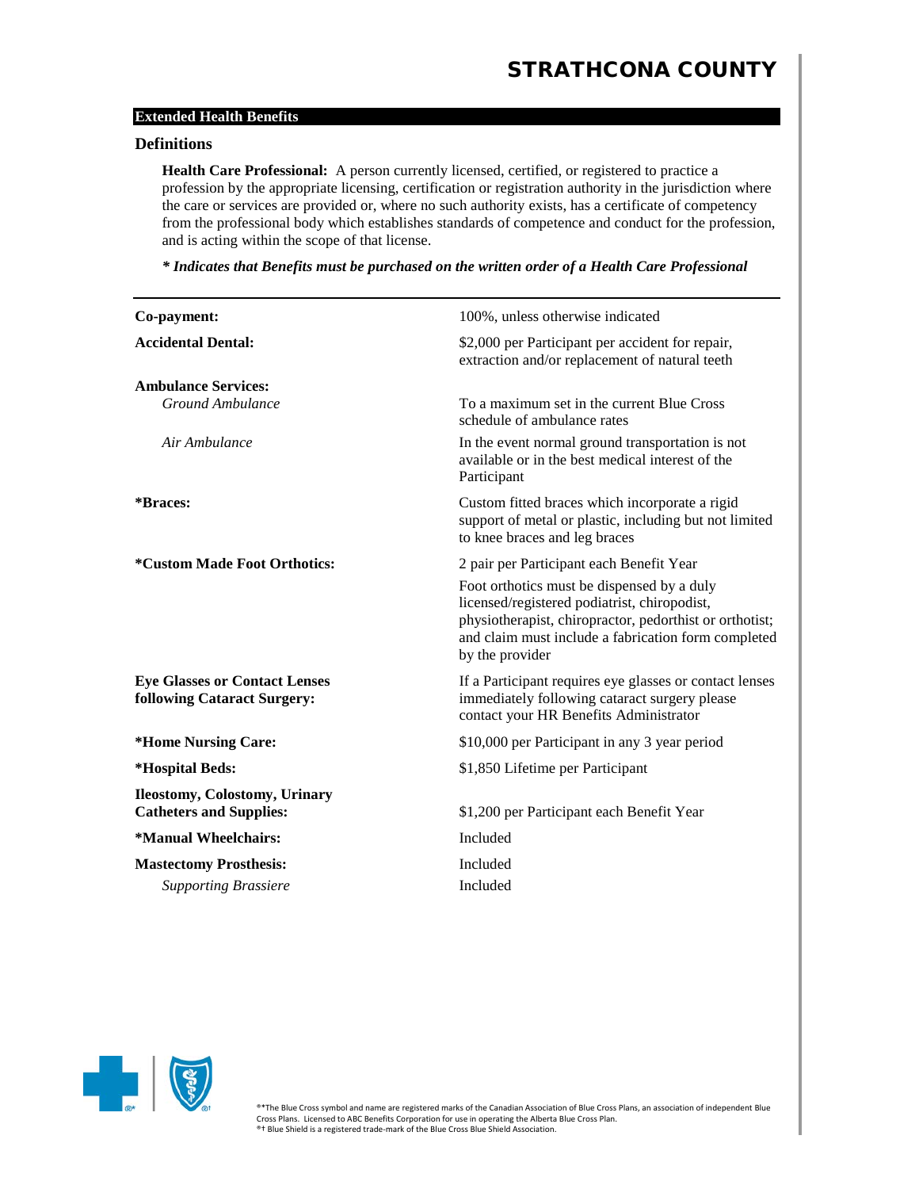## Extended Health Benefits

### Definitions

**Health Care Professional:** A person currently licensed, certified, or registered to practice a profession by the appropriate licensing, certification or registration authority in the jurisdiction where the care or services are provided or, where no such authority exists, has a certificate of competency from the professional body which establishes standards of competence and conduct for the profession, and is acting within the scope of that license.

***\* Indicates that Benefits must be purchased on the written order of a Health Care Professional***

| | |
|---|---|
| **Co-payment:** | 100%, unless otherwise indicated |
| **Accidental Dental:** | $2,000 per Participant per accident for repair, extraction and/or replacement of natural teeth |
| **Ambulance Services:** | |
| *Ground Ambulance* | To a maximum set in the current Blue Cross schedule of ambulance rates |
| *Air Ambulance* | In the event normal ground transportation is not available or in the best medical interest of the Participant |
| **\*Braces:** | Custom fitted braces which incorporate a rigid support of metal or plastic, including but not limited to knee braces and leg braces |
| **\*Custom Made Foot Orthotics:** | 2 pair per Participant each Benefit Year<br>Foot orthotics must be dispensed by a duly licensed/registered podiatrist, chiropodist, physiotherapist, chiropractor, pedorthist or orthotist; and claim must include a fabrication form completed by the provider |
| **Eye Glasses or Contact Lenses following Cataract Surgery:** | If a Participant requires eye glasses or contact lenses immediately following cataract surgery please contact your HR Benefits Administrator |
| **\*Home Nursing Care:** | $10,000 per Participant in any 3 year period |
| **\*Hospital Beds:** | $1,850 Lifetime per Participant |
| **Ileostomy, Colostomy, Urinary Catheters and Supplies:** | $1,200 per Participant each Benefit Year |
| **\*Manual Wheelchairs:** | Included |
| **Mastectomy Prosthesis:** | Included |
| *Supporting Brassiere* | Included |

®*The Blue Cross symbol and name are registered marks of the Canadian Association of Blue Cross Plans, an association of independent Blue Cross Plans. Licensed to ABC Benefits Corporation for use in operating the Alberta Blue Cross Plan.
®† Blue Shield is a registered trade-mark of the Blue Cross Blue Shield Association.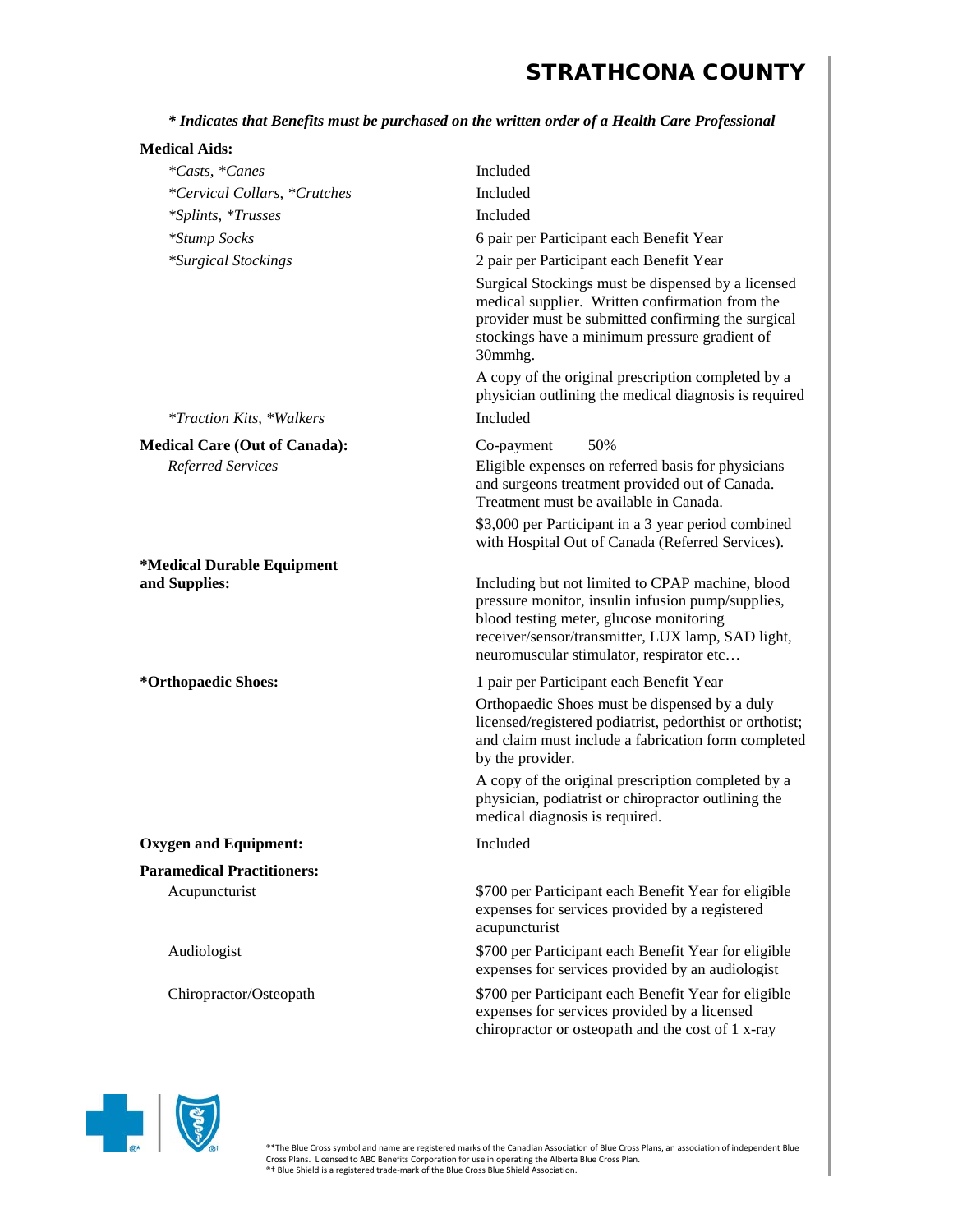***\* Indicates that Benefits must be purchased on the written order of a Health Care Professional***

| | |
|---|---|
| **Medical Aids:** | |
| *\*Casts, \*Canes* | Included |
| *\*Cervical Collars, \*Crutches* | Included |
| *\*Splints, \*Trusses* | Included |
| *\*Stump Socks* | 6 pair per Participant each Benefit Year |
| *\*Surgical Stockings* | 2 pair per Participant each Benefit Year<br><br>Surgical Stockings must be dispensed by a licensed medical supplier. Written confirmation from the provider must be submitted confirming the surgical stockings have a minimum pressure gradient of 30mmhg.<br><br>A copy of the original prescription completed by a physician outlining the medical diagnosis is required |
| *\*Traction Kits, \*Walkers* | Included |
| **Medical Care (Out of Canada):** | Co-payment 50% |
| *Referred Services* | Eligible expenses on referred basis for physicians and surgeons treatment provided out of Canada. Treatment must be available in Canada.<br><br>$3,000 per Participant in a 3 year period combined with Hospital Out of Canada (Referred Services). |
| **\*Medical Durable Equipment and Supplies:** | Including but not limited to CPAP machine, blood pressure monitor, insulin infusion pump/supplies, blood testing meter, glucose monitoring receiver/sensor/transmitter, LUX lamp, SAD light, neuromuscular stimulator, respirator etc… |
| **\*Orthopaedic Shoes:** | 1 pair per Participant each Benefit Year<br><br>Orthopaedic Shoes must be dispensed by a duly licensed/registered podiatrist, pedorthist or orthotist; and claim must include a fabrication form completed by the provider.<br><br>A copy of the original prescription completed by a physician, podiatrist or chiropractor outlining the medical diagnosis is required. |
| **Oxygen and Equipment:** | Included |
| **Paramedical Practitioners:** | |
| Acupuncturist | $700 per Participant each Benefit Year for eligible expenses for services provided by a registered acupuncturist |
| Audiologist | $700 per Participant each Benefit Year for eligible expenses for services provided by an audiologist |
| Chiropractor/Osteopath | $700 per Participant each Benefit Year for eligible expenses for services provided by a licensed chiropractor or osteopath and the cost of 1 x-ray |

®\*The Blue Cross symbol and name are registered marks of the Canadian Association of Blue Cross Plans, an association of independent Blue Cross Plans. Licensed to ABC Benefits Corporation for use in operating the Alberta Blue Cross Plan.
®† Blue Shield is a registered trade-mark of the Blue Cross Blue Shield Association.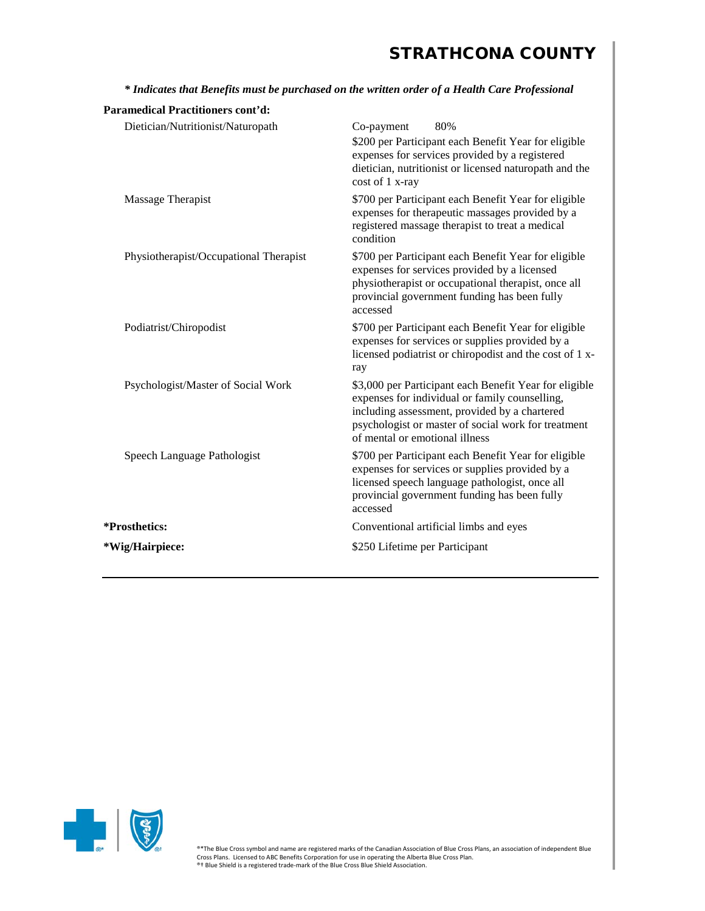***\* Indicates that Benefits must be purchased on the written order of a Health Care Professional***

**Paramedical Practitioners cont'd:**

| | |
|---|---|
| Dietician/Nutritionist/Naturopath | Co-payment 80%<br>$200 per Participant each Benefit Year for eligible expenses for services provided by a registered dietician, nutritionist or licensed naturopath and the cost of 1 x-ray |
| Massage Therapist | $700 per Participant each Benefit Year for eligible expenses for therapeutic massages provided by a registered massage therapist to treat a medical condition |
| Physiotherapist/Occupational Therapist | $700 per Participant each Benefit Year for eligible expenses for services provided by a licensed physiotherapist or occupational therapist, once all provincial government funding has been fully accessed |
| Podiatrist/Chiropodist | $700 per Participant each Benefit Year for eligible expenses for services or supplies provided by a licensed podiatrist or chiropodist and the cost of 1 x-ray |
| Psychologist/Master of Social Work | $3,000 per Participant each Benefit Year for eligible expenses for individual or family counselling, including assessment, provided by a chartered psychologist or master of social work for treatment of mental or emotional illness |
| Speech Language Pathologist | $700 per Participant each Benefit Year for eligible expenses for services or supplies provided by a licensed speech language pathologist, once all provincial government funding has been fully accessed |
| **\*Prosthetics:** | Conventional artificial limbs and eyes |
| **\*Wig/Hairpiece:** | $250 Lifetime per Participant |

®\*The Blue Cross symbol and name are registered marks of the Canadian Association of Blue Cross Plans, an association of independent Blue Cross Plans. Licensed to ABC Benefits Corporation for use in operating the Alberta Blue Cross Plan.
®† Blue Shield is a registered trade-mark of the Blue Cross Blue Shield Association.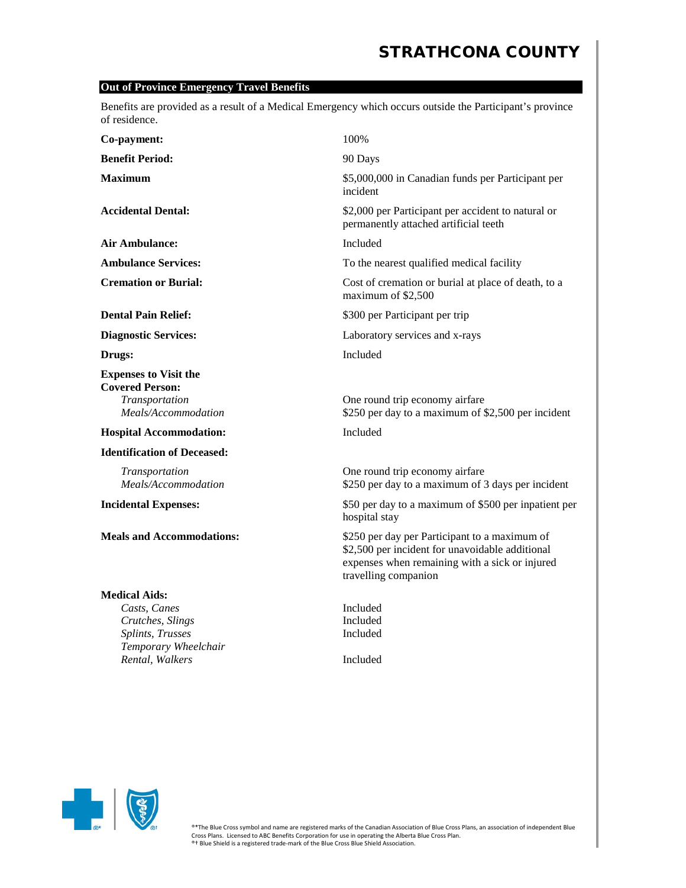## Out of Province Emergency Travel Benefits

Benefits are provided as a result of a Medical Emergency which occurs outside the Participant's province of residence.

| | |
|---|---|
| **Co-payment:** | 100% |
| **Benefit Period:** | 90 Days |
| **Maximum** | $5,000,000 in Canadian funds per Participant per incident |
| **Accidental Dental:** | $2,000 per Participant per accident to natural or permanently attached artificial teeth |
| **Air Ambulance:** | Included |
| **Ambulance Services:** | To the nearest qualified medical facility |
| **Cremation or Burial:** | Cost of cremation or burial at place of death, to a maximum of $2,500 |
| **Dental Pain Relief:** | $300 per Participant per trip |
| **Diagnostic Services:** | Laboratory services and x-rays |
| **Drugs:** | Included |
| **Expenses to Visit the Covered Person:** | |
| *Transportation* | One round trip economy airfare |
| *Meals/Accommodation* | $250 per day to a maximum of $2,500 per incident |
| **Hospital Accommodation:** | Included |
| **Identification of Deceased:** | |
| *Transportation* | One round trip economy airfare |
| *Meals/Accommodation* | $250 per day to a maximum of 3 days per incident |
| **Incidental Expenses:** | $50 per day to a maximum of $500 per inpatient per hospital stay |
| **Meals and Accommodations:** | $250 per day per Participant to a maximum of $2,500 per incident for unavoidable additional expenses when remaining with a sick or injured travelling companion |
| **Medical Aids:** | |
| *Casts, Canes* | Included |
| *Crutches, Slings* | Included |
| *Splints, Trusses* | Included |
| *Temporary Wheelchair Rental, Walkers* | Included |

®*The Blue Cross symbol and name are registered marks of the Canadian Association of Blue Cross Plans, an association of independent Blue Cross Plans. Licensed to ABC Benefits Corporation for use in operating the Alberta Blue Cross Plan.
®† Blue Shield is a registered trade-mark of the Blue Cross Blue Shield Association.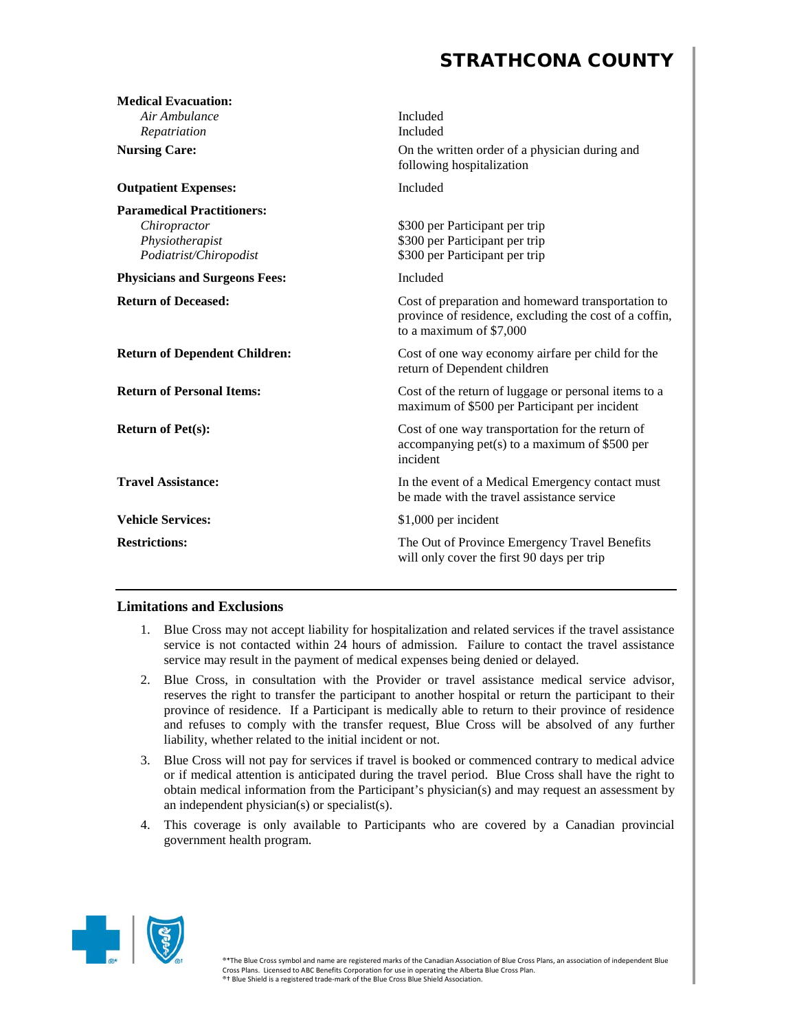| | |
|---|---|
| **Medical Evacuation:** | |
| *Air Ambulance* | Included |
| *Repatriation* | Included |
| **Nursing Care:** | On the written order of a physician during and following hospitalization |
| **Outpatient Expenses:** | Included |
| **Paramedical Practitioners:** | |
| *Chiropractor* | $300 per Participant per trip |
| *Physiotherapist* | $300 per Participant per trip |
| *Podiatrist/Chiropodist* | $300 per Participant per trip |
| **Physicians and Surgeons Fees:** | Included |
| **Return of Deceased:** | Cost of preparation and homeward transportation to province of residence, excluding the cost of a coffin, to a maximum of $7,000 |
| **Return of Dependent Children:** | Cost of one way economy airfare per child for the return of Dependent children |
| **Return of Personal Items:** | Cost of the return of luggage or personal items to a maximum of $500 per Participant per incident |
| **Return of Pet(s):** | Cost of one way transportation for the return of accompanying pet(s) to a maximum of $500 per incident |
| **Travel Assistance:** | In the event of a Medical Emergency contact must be made with the travel assistance service |
| **Vehicle Services:** | $1,000 per incident |
| **Restrictions:** | The Out of Province Emergency Travel Benefits will only cover the first 90 days per trip |

## Limitations and Exclusions

1. Blue Cross may not accept liability for hospitalization and related services if the travel assistance service is not contacted within 24 hours of admission. Failure to contact the travel assistance service may result in the payment of medical expenses being denied or delayed.
2. Blue Cross, in consultation with the Provider or travel assistance medical service advisor, reserves the right to transfer the participant to another hospital or return the participant to their province of residence. If a Participant is medically able to return to their province of residence and refuses to comply with the transfer request, Blue Cross will be absolved of any further liability, whether related to the initial incident or not.
3. Blue Cross will not pay for services if travel is booked or commenced contrary to medical advice or if medical attention is anticipated during the travel period. Blue Cross shall have the right to obtain medical information from the Participant's physician(s) and may request an assessment by an independent physician(s) or specialist(s).
4. This coverage is only available to Participants who are covered by a Canadian provincial government health program.

®*The Blue Cross symbol and name are registered marks of the Canadian Association of Blue Cross Plans, an association of independent Blue Cross Plans. Licensed to ABC Benefits Corporation for use in operating the Alberta Blue Cross Plan.
®† Blue Shield is a registered trade-mark of the Blue Cross Blue Shield Association.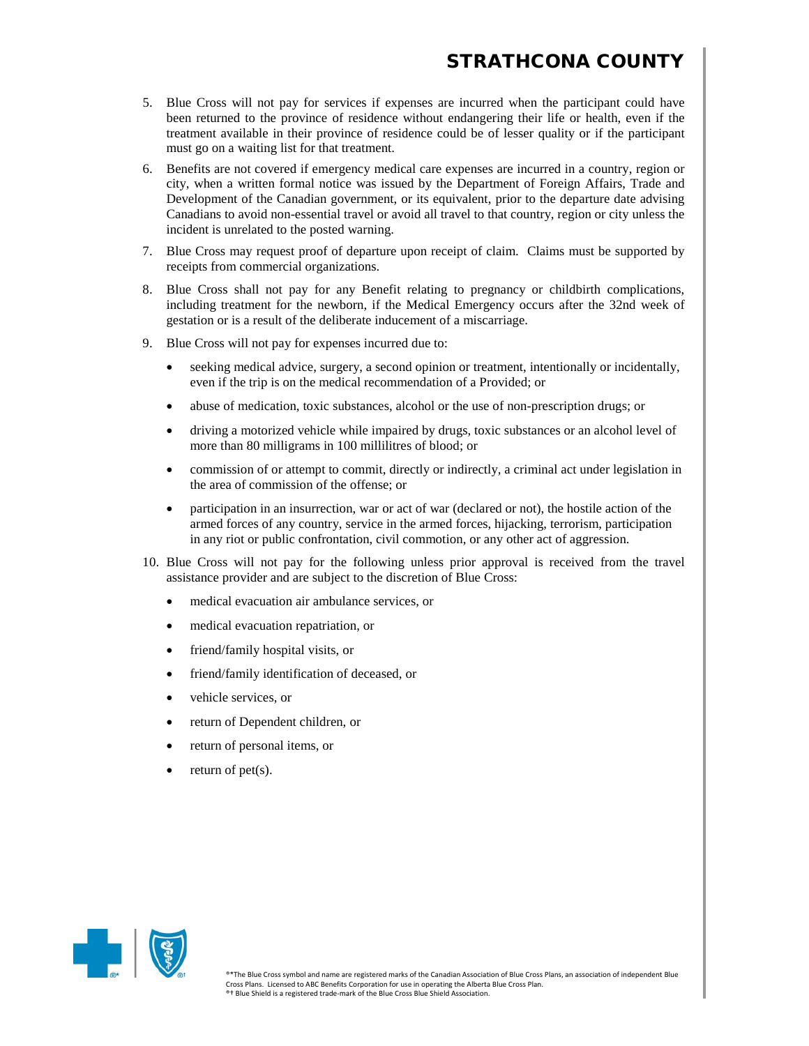5. Blue Cross will not pay for services if expenses are incurred when the participant could have been returned to the province of residence without endangering their life or health, even if the treatment available in their province of residence could be of lesser quality or if the participant must go on a waiting list for that treatment.
6. Benefits are not covered if emergency medical care expenses are incurred in a country, region or city, when a written formal notice was issued by the Department of Foreign Affairs, Trade and Development of the Canadian government, or its equivalent, prior to the departure date advising Canadians to avoid non-essential travel or avoid all travel to that country, region or city unless the incident is unrelated to the posted warning.
7. Blue Cross may request proof of departure upon receipt of claim. Claims must be supported by receipts from commercial organizations.
8. Blue Cross shall not pay for any Benefit relating to pregnancy or childbirth complications, including treatment for the newborn, if the Medical Emergency occurs after the 32nd week of gestation or is a result of the deliberate inducement of a miscarriage.
9. Blue Cross will not pay for expenses incurred due to:
   - seeking medical advice, surgery, a second opinion or treatment, intentionally or incidentally, even if the trip is on the medical recommendation of a Provided; or
   - abuse of medication, toxic substances, alcohol or the use of non-prescription drugs; or
   - driving a motorized vehicle while impaired by drugs, toxic substances or an alcohol level of more than 80 milligrams in 100 millilitres of blood; or
   - commission of or attempt to commit, directly or indirectly, a criminal act under legislation in the area of commission of the offense; or
   - participation in an insurrection, war or act of war (declared or not), the hostile action of the armed forces of any country, service in the armed forces, hijacking, terrorism, participation in any riot or public confrontation, civil commotion, or any other act of aggression.
10. Blue Cross will not pay for the following unless prior approval is received from the travel assistance provider and are subject to the discretion of Blue Cross:
    - medical evacuation air ambulance services, or
    - medical evacuation repatriation, or
    - friend/family hospital visits, or
    - friend/family identification of deceased, or
    - vehicle services, or
    - return of Dependent children, or
    - return of personal items, or
    - return of pet(s).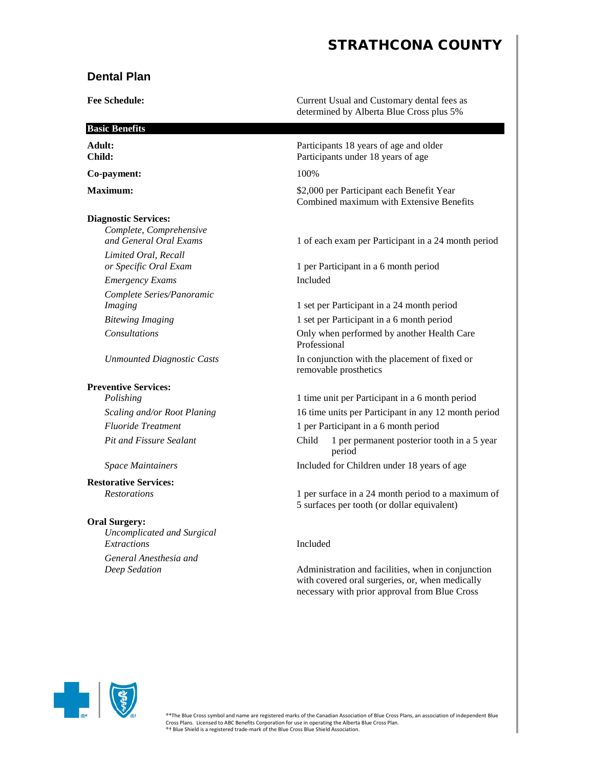# STRATHCONA COUNTY

## Dental Plan

| | |
|---|---|
| **Fee Schedule:** | Current Usual and Customary dental fees as determined by Alberta Blue Cross plus 5% |

| **Basic Benefits** | |
|---|---|
| **Adult:** | Participants 18 years of age and older |
| **Child:** | Participants under 18 years of age |
| **Co-payment:** | 100% |
| **Maximum:** | $2,000 per Participant each Benefit Year<br>Combined maximum with Extensive Benefits |
| **Diagnostic Services:** | |
| *Complete, Comprehensive and General Oral Exams* | 1 of each exam per Participant in a 24 month period |
| *Limited Oral, Recall or Specific Oral Exam* | 1 per Participant in a 6 month period |
| *Emergency Exams* | Included |
| *Complete Series/Panoramic Imaging* | 1 set per Participant in a 24 month period |
| *Bitewing Imaging* | 1 set per Participant in a 6 month period |
| *Consultations* | Only when performed by another Health Care Professional |
| *Unmounted Diagnostic Casts* | In conjunction with the placement of fixed or removable prosthetics |
| **Preventive Services:** | |
| *Polishing* | 1 time unit per Participant in a 6 month period |
| *Scaling and/or Root Planing* | 16 time units per Participant in any 12 month period |
| *Fluoride Treatment* | 1 per Participant in a 6 month period |
| *Pit and Fissure Sealant* | Child 1 per permanent posterior tooth in a 5 year period |
| *Space Maintainers* | Included for Children under 18 years of age |
| **Restorative Services:** | |
| *Restorations* | 1 per surface in a 24 month period to a maximum of 5 surfaces per tooth (or dollar equivalent) |
| **Oral Surgery:** | |
| *Uncomplicated and Surgical Extractions* | Included |
| *General Anesthesia and Deep Sedation* | Administration and facilities, when in conjunction with covered oral surgeries, or, when medically necessary with prior approval from Blue Cross |

®*The Blue Cross symbol and name are registered marks of the Canadian Association of Blue Cross Plans, an association of independent Blue Cross Plans. Licensed to ABC Benefits Corporation for use in operating the Alberta Blue Cross Plan.
®† Blue Shield is a registered trade-mark of the Blue Cross Blue Shield Association.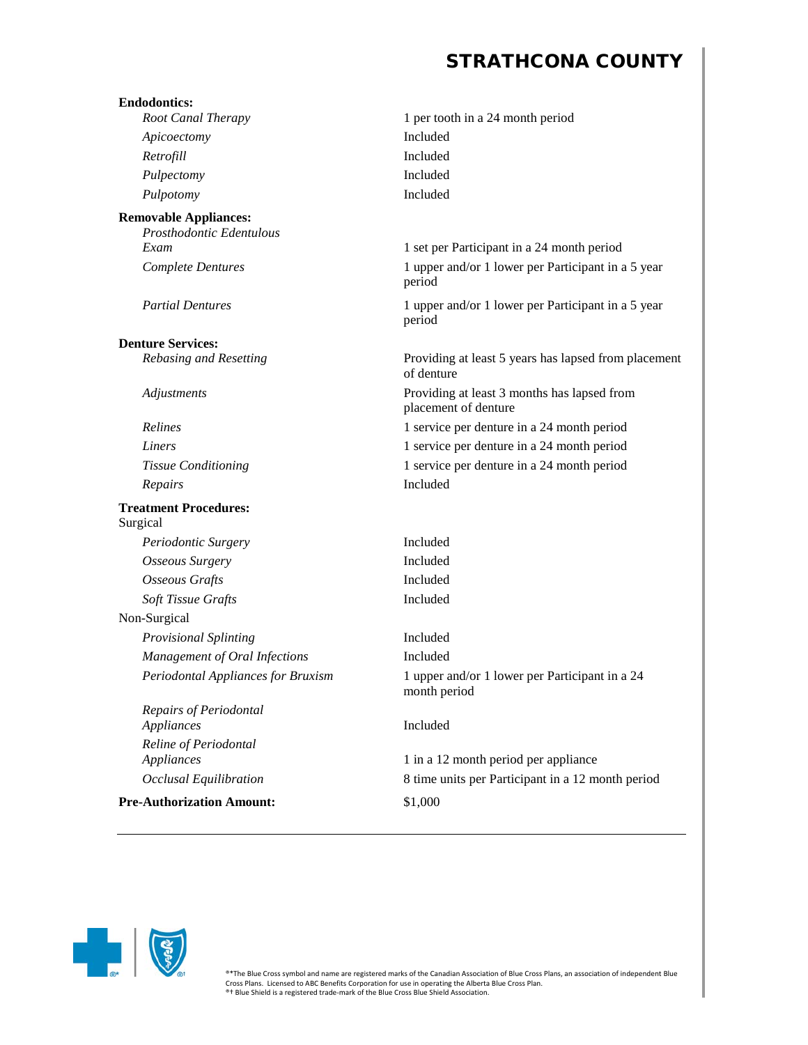| | |
|---|---|
| **Endodontics:** | |
| *Root Canal Therapy* | 1 per tooth in a 24 month period |
| *Apicoectomy* | Included |
| *Retrofill* | Included |
| *Pulpectomy* | Included |
| *Pulpotomy* | Included |
| **Removable Appliances:** | |
| *Prosthodontic Edentulous Exam* | 1 set per Participant in a 24 month period |
| *Complete Dentures* | 1 upper and/or 1 lower per Participant in a 5 year period |
| *Partial Dentures* | 1 upper and/or 1 lower per Participant in a 5 year period |
| **Denture Services:** | |
| *Rebasing and Resetting* | Providing at least 5 years has lapsed from placement of denture |
| *Adjustments* | Providing at least 3 months has lapsed from placement of denture |
| *Relines* | 1 service per denture in a 24 month period |
| *Liners* | 1 service per denture in a 24 month period |
| *Tissue Conditioning* | 1 service per denture in a 24 month period |
| *Repairs* | Included |
| **Treatment Procedures:** | |
| Surgical | |
| *Periodontic Surgery* | Included |
| *Osseous Surgery* | Included |
| *Osseous Grafts* | Included |
| *Soft Tissue Grafts* | Included |
| Non-Surgical | |
| *Provisional Splinting* | Included |
| *Management of Oral Infections* | Included |
| *Periodontal Appliances for Bruxism* | 1 upper and/or 1 lower per Participant in a 24 month period |
| *Repairs of Periodontal Appliances* | Included |
| *Reline of Periodontal Appliances* | 1 in a 12 month period per appliance |
| *Occlusal Equilibration* | 8 time units per Participant in a 12 month period |
| **Pre-Authorization Amount:** | $1,000 |

®*The Blue Cross symbol and name are registered marks of the Canadian Association of Blue Cross Plans, an association of independent Blue Cross Plans. Licensed to ABC Benefits Corporation for use in operating the Alberta Blue Cross Plan.
®† Blue Shield is a registered trade-mark of the Blue Cross Blue Shield Association.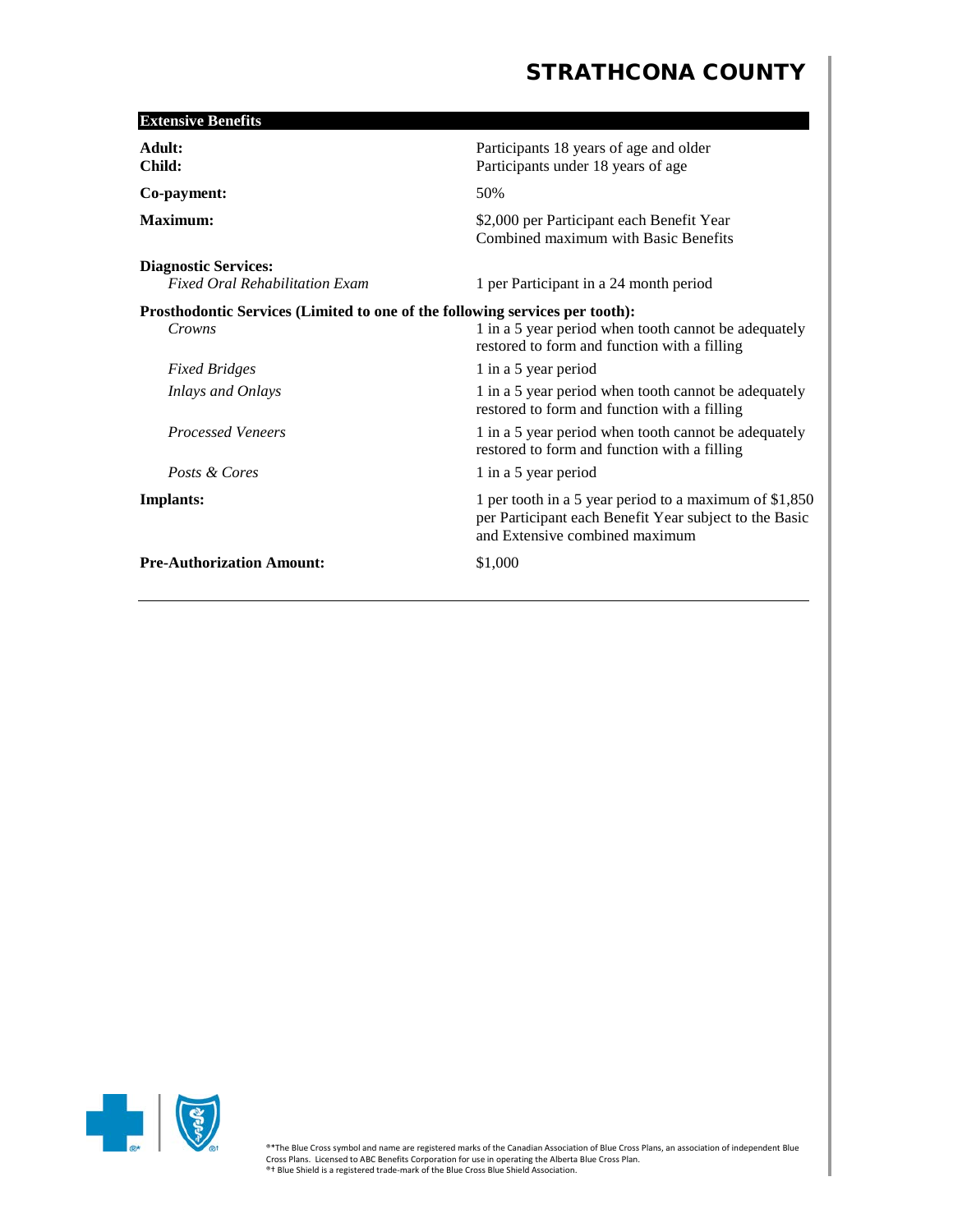## Extensive Benefits

| | |
|---|---|
| **Adult:** | Participants 18 years of age and older |
| **Child:** | Participants under 18 years of age |
| **Co-payment:** | 50% |
| **Maximum:** | $2,000 per Participant each Benefit Year<br>Combined maximum with Basic Benefits |
| **Diagnostic Services:** | |
| *Fixed Oral Rehabilitation Exam* | 1 per Participant in a 24 month period |
| **Prosthodontic Services (Limited to one of the following services per tooth):** | |
| *Crowns* | 1 in a 5 year period when tooth cannot be adequately restored to form and function with a filling |
| *Fixed Bridges* | 1 in a 5 year period |
| *Inlays and Onlays* | 1 in a 5 year period when tooth cannot be adequately restored to form and function with a filling |
| *Processed Veneers* | 1 in a 5 year period when tooth cannot be adequately restored to form and function with a filling |
| *Posts & Cores* | 1 in a 5 year period |
| **Implants:** | 1 per tooth in a 5 year period to a maximum of $1,850 per Participant each Benefit Year subject to the Basic and Extensive combined maximum |
| **Pre-Authorization Amount:** | $1,000 |

®*The Blue Cross symbol and name are registered marks of the Canadian Association of Blue Cross Plans, an association of independent Blue Cross Plans. Licensed to ABC Benefits Corporation for use in operating the Alberta Blue Cross Plan.
®† Blue Shield is a registered trade-mark of the Blue Cross Blue Shield Association.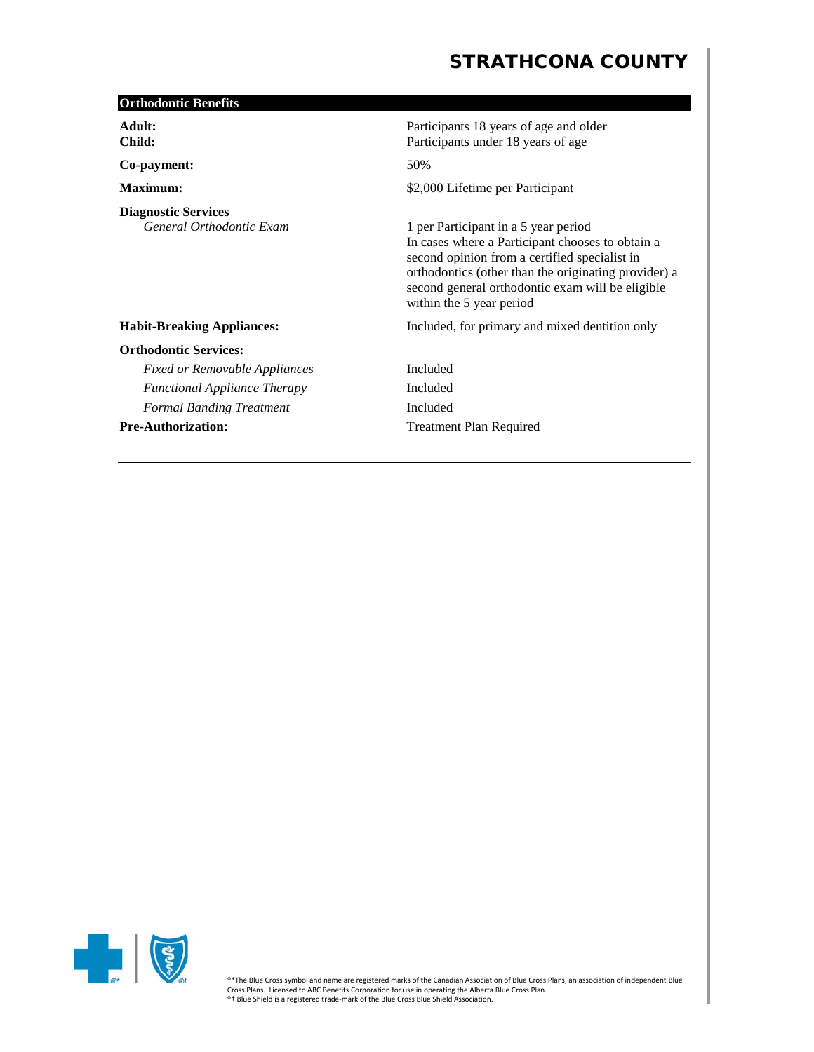## Orthodontic Benefits

| | |
|---|---|
| **Adult:** | Participants 18 years of age and older |
| **Child:** | Participants under 18 years of age |
| **Co-payment:** | 50% |
| **Maximum:** | $2,000 Lifetime per Participant |
| **Diagnostic Services** | |
| *General Orthodontic Exam* | 1 per Participant in a 5 year period<br>In cases where a Participant chooses to obtain a second opinion from a certified specialist in orthodontics (other than the originating provider) a second general orthodontic exam will be eligible within the 5 year period |
| **Habit-Breaking Appliances:** | Included, for primary and mixed dentition only |
| **Orthodontic Services:** | |
| *Fixed or Removable Appliances* | Included |
| *Functional Appliance Therapy* | Included |
| *Formal Banding Treatment* | Included |
| **Pre-Authorization:** | Treatment Plan Required |

®*The Blue Cross symbol and name are registered marks of the Canadian Association of Blue Cross Plans, an association of independent Blue Cross Plans. Licensed to ABC Benefits Corporation for use in operating the Alberta Blue Cross Plan.
®† Blue Shield is a registered trade-mark of the Blue Cross Blue Shield Association.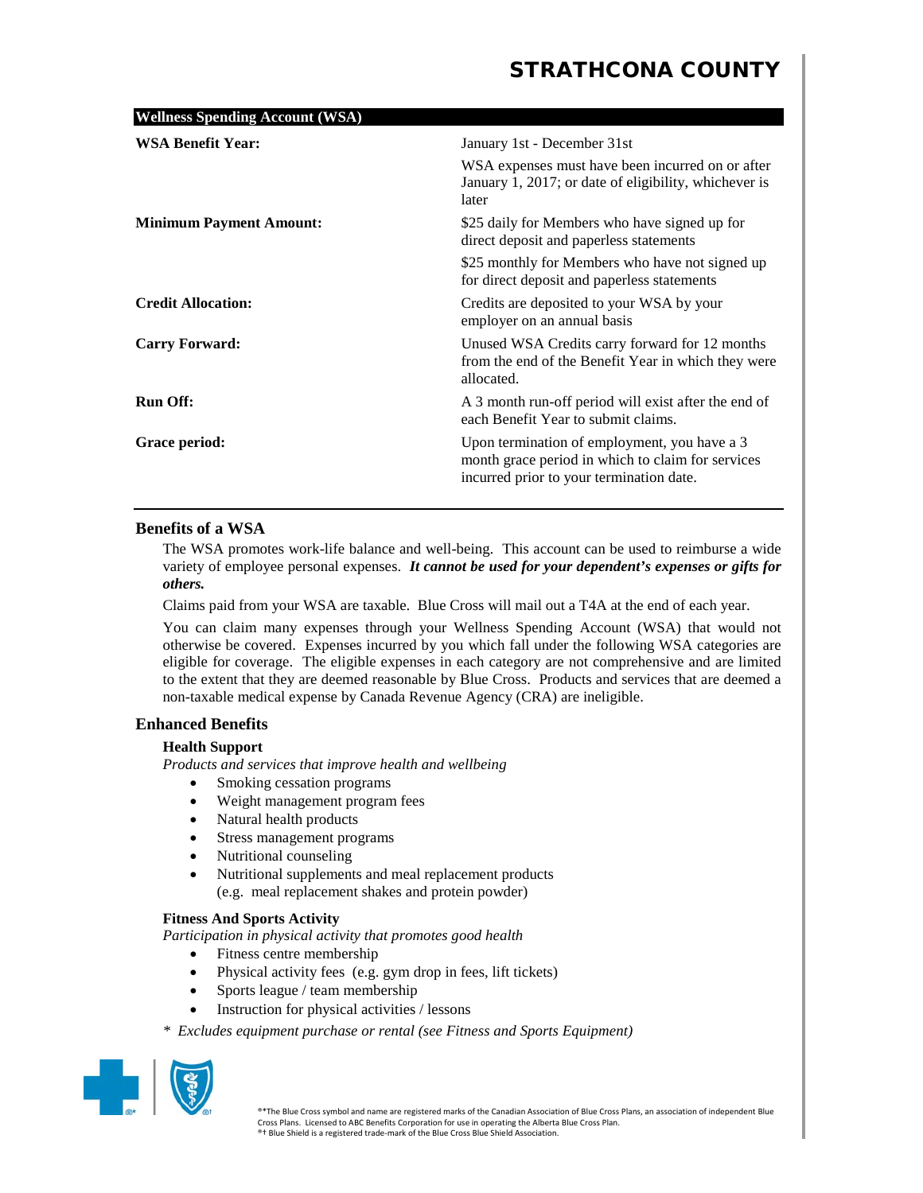# STRATHCONA COUNTY

| Wellness Spending Account (WSA) | |
|---|---|
| **WSA Benefit Year:** | January 1st - December 31st |
| | WSA expenses must have been incurred on or after January 1, 2017; or date of eligibility, whichever is later |
| **Minimum Payment Amount:** | $25 daily for Members who have signed up for direct deposit and paperless statements |
| | $25 monthly for Members who have not signed up for direct deposit and paperless statements |
| **Credit Allocation:** | Credits are deposited to your WSA by your employer on an annual basis |
| **Carry Forward:** | Unused WSA Credits carry forward for 12 months from the end of the Benefit Year in which they were allocated. |
| **Run Off:** | A 3 month run-off period will exist after the end of each Benefit Year to submit claims. |
| **Grace period:** | Upon termination of employment, you have a 3 month grace period in which to claim for services incurred prior to your termination date. |

## Benefits of a WSA

The WSA promotes work-life balance and well-being. This account can be used to reimburse a wide variety of employee personal expenses. ***It cannot be used for your dependent's expenses or gifts for others.***

Claims paid from your WSA are taxable. Blue Cross will mail out a T4A at the end of each year.

You can claim many expenses through your Wellness Spending Account (WSA) that would not otherwise be covered. Expenses incurred by you which fall under the following WSA categories are eligible for coverage. The eligible expenses in each category are not comprehensive and are limited to the extent that they are deemed reasonable by Blue Cross. Products and services that are deemed a non-taxable medical expense by Canada Revenue Agency (CRA) are ineligible.

## Enhanced Benefits

### Health Support

*Products and services that improve health and wellbeing*

- Smoking cessation programs
- Weight management program fees
- Natural health products
- Stress management programs
- Nutritional counseling
- Nutritional supplements and meal replacement products (e.g. meal replacement shakes and protein powder)

### Fitness And Sports Activity

*Participation in physical activity that promotes good health*

- Fitness centre membership
- Physical activity fees (e.g. gym drop in fees, lift tickets)
- Sports league / team membership
- Instruction for physical activities / lessons

\* *Excludes equipment purchase or rental (see Fitness and Sports Equipment)*

®*The Blue Cross symbol and name are registered marks of the Canadian Association of Blue Cross Plans, an association of independent Blue Cross Plans. Licensed to ABC Benefits Corporation for use in operating the Alberta Blue Cross Plan.
®† Blue Shield is a registered trade-mark of the Blue Cross Blue Shield Association.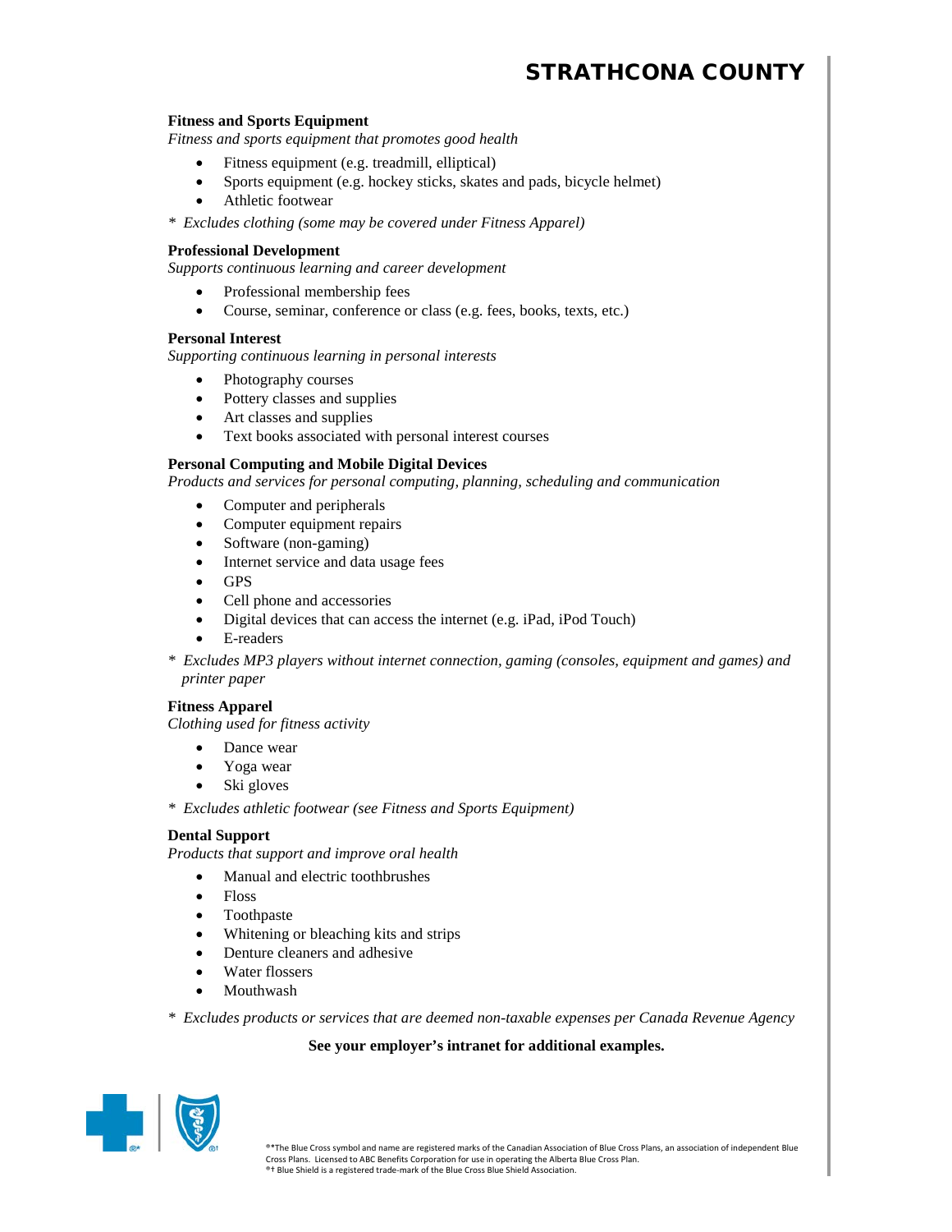**Fitness and Sports Equipment**

*Fitness and sports equipment that promotes good health*

- Fitness equipment (e.g. treadmill, elliptical)
- Sports equipment (e.g. hockey sticks, skates and pads, bicycle helmet)
- Athletic footwear

*\* Excludes clothing (some may be covered under Fitness Apparel)*

**Professional Development**

*Supports continuous learning and career development*

- Professional membership fees
- Course, seminar, conference or class (e.g. fees, books, texts, etc.)

**Personal Interest**

*Supporting continuous learning in personal interests*

- Photography courses
- Pottery classes and supplies
- Art classes and supplies
- Text books associated with personal interest courses

**Personal Computing and Mobile Digital Devices**

*Products and services for personal computing, planning, scheduling and communication*

- Computer and peripherals
- Computer equipment repairs
- Software (non-gaming)
- Internet service and data usage fees
- GPS
- Cell phone and accessories
- Digital devices that can access the internet (e.g. iPad, iPod Touch)
- E-readers

*\* Excludes MP3 players without internet connection, gaming (consoles, equipment and games) and printer paper*

**Fitness Apparel**

*Clothing used for fitness activity*

- Dance wear
- Yoga wear
- Ski gloves

*\* Excludes athletic footwear (see Fitness and Sports Equipment)*

**Dental Support**

*Products that support and improve oral health*

- Manual and electric toothbrushes
- Floss
- Toothpaste
- Whitening or bleaching kits and strips
- Denture cleaners and adhesive
- Water flossers
- Mouthwash

*\* Excludes products or services that are deemed non-taxable expenses per Canada Revenue Agency*

**See your employer's intranet for additional examples.**

®\*The Blue Cross symbol and name are registered marks of the Canadian Association of Blue Cross Plans, an association of independent Blue Cross Plans. Licensed to ABC Benefits Corporation for use in operating the Alberta Blue Cross Plan.
®† Blue Shield is a registered trade-mark of the Blue Cross Blue Shield Association.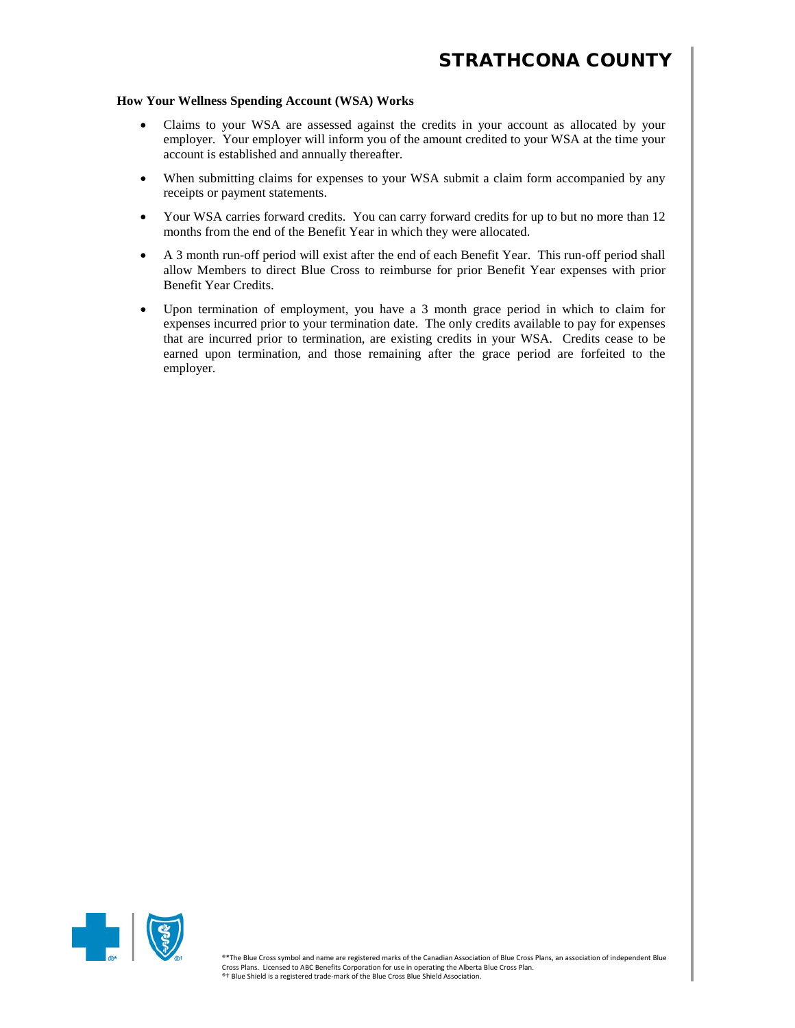**How Your Wellness Spending Account (WSA) Works**

- Claims to your WSA are assessed against the credits in your account as allocated by your employer. Your employer will inform you of the amount credited to your WSA at the time your account is established and annually thereafter.
- When submitting claims for expenses to your WSA submit a claim form accompanied by any receipts or payment statements.
- Your WSA carries forward credits. You can carry forward credits for up to but no more than 12 months from the end of the Benefit Year in which they were allocated.
- A 3 month run-off period will exist after the end of each Benefit Year. This run-off period shall allow Members to direct Blue Cross to reimburse for prior Benefit Year expenses with prior Benefit Year Credits.
- Upon termination of employment, you have a 3 month grace period in which to claim for expenses incurred prior to your termination date. The only credits available to pay for expenses that are incurred prior to termination, are existing credits in your WSA. Credits cease to be earned upon termination, and those remaining after the grace period are forfeited to the employer.

®*The Blue Cross symbol and name are registered marks of the Canadian Association of Blue Cross Plans, an association of independent Blue Cross Plans. Licensed to ABC Benefits Corporation for use in operating the Alberta Blue Cross Plan.
®† Blue Shield is a registered trade-mark of the Blue Cross Blue Shield Association.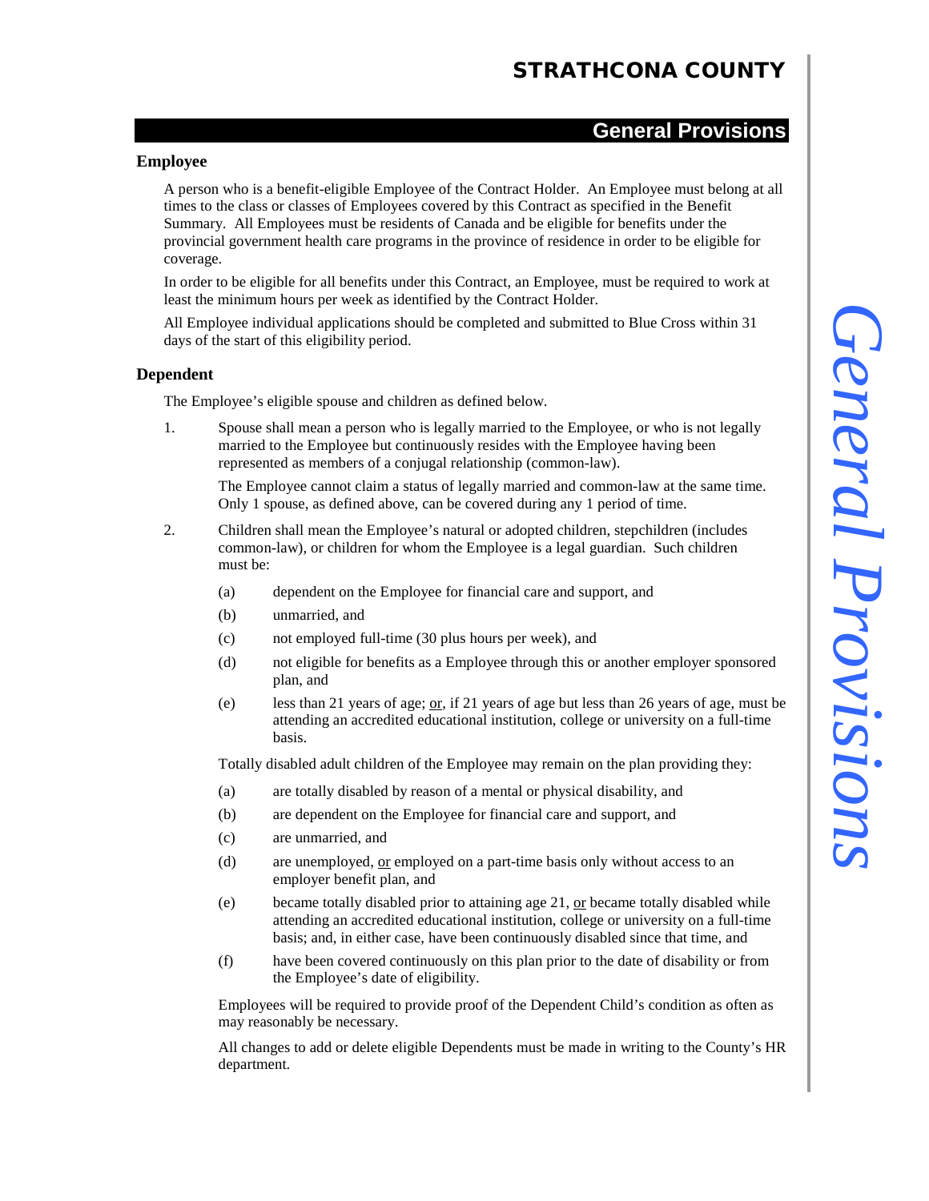## General Provisions

### Employee

A person who is a benefit-eligible Employee of the Contract Holder. An Employee must belong at all times to the class or classes of Employees covered by this Contract as specified in the Benefit Summary. All Employees must be residents of Canada and be eligible for benefits under the provincial government health care programs in the province of residence in order to be eligible for coverage.

In order to be eligible for all benefits under this Contract, an Employee, must be required to work at least the minimum hours per week as identified by the Contract Holder.

All Employee individual applications should be completed and submitted to Blue Cross within 31 days of the start of this eligibility period.

### Dependent

The Employee's eligible spouse and children as defined below.

1. Spouse shall mean a person who is legally married to the Employee, or who is not legally married to the Employee but continuously resides with the Employee having been represented as members of a conjugal relationship (common-law).

   The Employee cannot claim a status of legally married and common-law at the same time. Only 1 spouse, as defined above, can be covered during any 1 period of time.

2. Children shall mean the Employee's natural or adopted children, stepchildren (includes common-law), or children for whom the Employee is a legal guardian. Such children must be:

   (a) dependent on the Employee for financial care and support, and

   (b) unmarried, and

   (c) not employed full-time (30 plus hours per week), and

   (d) not eligible for benefits as a Employee through this or another employer sponsored plan, and

   (e) less than 21 years of age; or, if 21 years of age but less than 26 years of age, must be attending an accredited educational institution, college or university on a full-time basis.

   Totally disabled adult children of the Employee may remain on the plan providing they:

   (a) are totally disabled by reason of a mental or physical disability, and

   (b) are dependent on the Employee for financial care and support, and

   (c) are unmarried, and

   (d) are unemployed, or employed on a part-time basis only without access to an employer benefit plan, and

   (e) became totally disabled prior to attaining age 21, or became totally disabled while attending an accredited educational institution, college or university on a full-time basis; and, in either case, have been continuously disabled since that time, and

   (f) have been covered continuously on this plan prior to the date of disability or from the Employee's date of eligibility.

   Employees will be required to provide proof of the Dependent Child's condition as often as may reasonably be necessary.

   All changes to add or delete eligible Dependents must be made in writing to the County's HR department.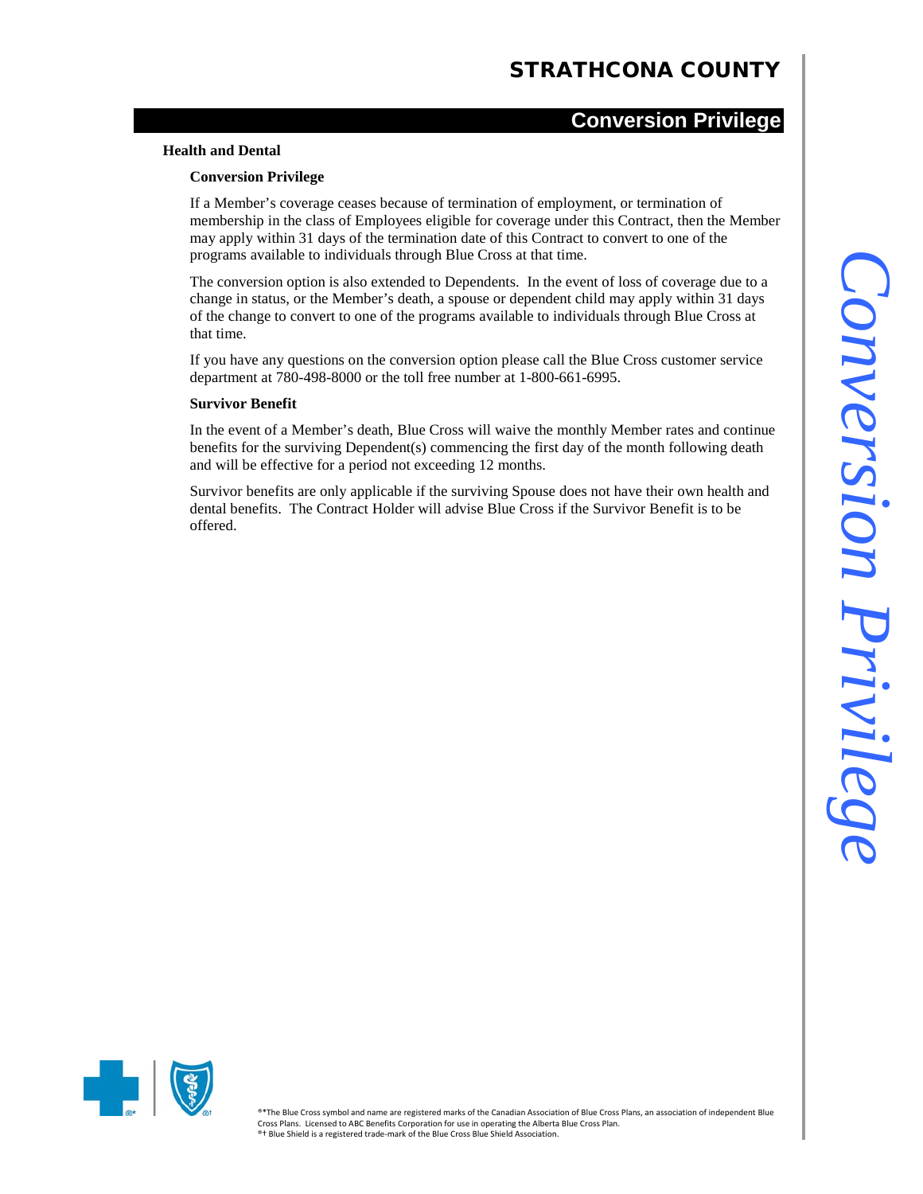## Conversion Privilege

### Health and Dental

#### Conversion Privilege

If a Member's coverage ceases because of termination of employment, or termination of membership in the class of Employees eligible for coverage under this Contract, then the Member may apply within 31 days of the termination date of this Contract to convert to one of the programs available to individuals through Blue Cross at that time.

The conversion option is also extended to Dependents. In the event of loss of coverage due to a change in status, or the Member's death, a spouse or dependent child may apply within 31 days of the change to convert to one of the programs available to individuals through Blue Cross at that time.

If you have any questions on the conversion option please call the Blue Cross customer service department at 780-498-8000 or the toll free number at 1-800-661-6995.

#### Survivor Benefit

In the event of a Member's death, Blue Cross will waive the monthly Member rates and continue benefits for the surviving Dependent(s) commencing the first day of the month following death and will be effective for a period not exceeding 12 months.

Survivor benefits are only applicable if the surviving Spouse does not have their own health and dental benefits. The Contract Holder will advise Blue Cross if the Survivor Benefit is to be offered.

®*The Blue Cross symbol and name are registered marks of the Canadian Association of Blue Cross Plans, an association of independent Blue Cross Plans. Licensed to ABC Benefits Corporation for use in operating the Alberta Blue Cross Plan.
®† Blue Shield is a registered trade-mark of the Blue Cross Blue Shield Association.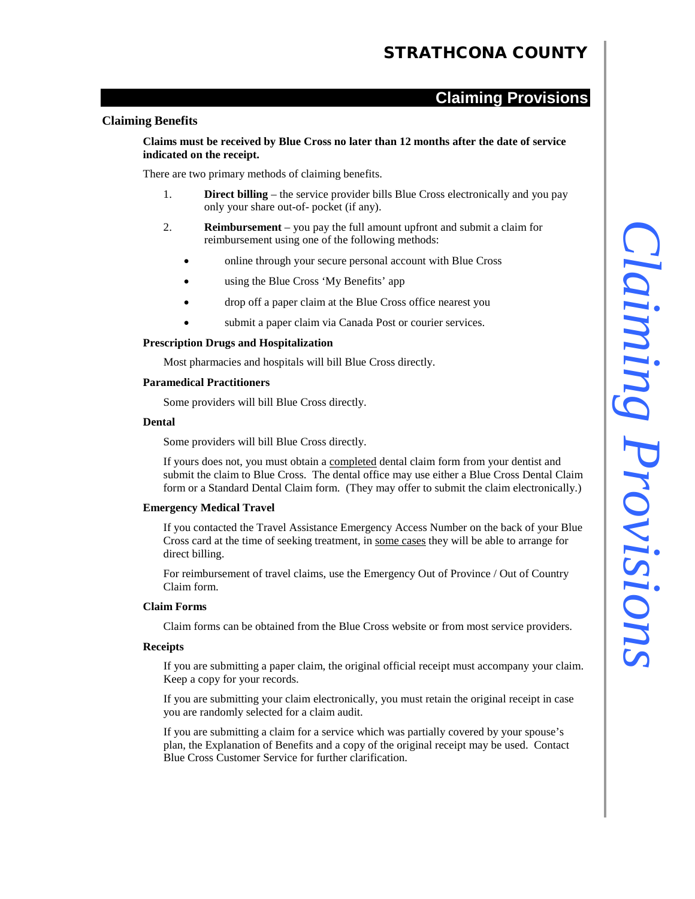## Claiming Provisions

### Claiming Benefits

**Claims must be received by Blue Cross no later than 12 months after the date of service indicated on the receipt.**

There are two primary methods of claiming benefits.

1. **Direct billing** – the service provider bills Blue Cross electronically and you pay only your share out-of- pocket (if any).
2. **Reimbursement** – you pay the full amount upfront and submit a claim for reimbursement using one of the following methods:
   - online through your secure personal account with Blue Cross
   - using the Blue Cross 'My Benefits' app
   - drop off a paper claim at the Blue Cross office nearest you
   - submit a paper claim via Canada Post or courier services.

**Prescription Drugs and Hospitalization**

Most pharmacies and hospitals will bill Blue Cross directly.

**Paramedical Practitioners**

Some providers will bill Blue Cross directly.

**Dental**

Some providers will bill Blue Cross directly.

If yours does not, you must obtain a completed dental claim form from your dentist and submit the claim to Blue Cross. The dental office may use either a Blue Cross Dental Claim form or a Standard Dental Claim form. (They may offer to submit the claim electronically.)

**Emergency Medical Travel**

If you contacted the Travel Assistance Emergency Access Number on the back of your Blue Cross card at the time of seeking treatment, in some cases they will be able to arrange for direct billing.

For reimbursement of travel claims, use the Emergency Out of Province / Out of Country Claim form.

**Claim Forms**

Claim forms can be obtained from the Blue Cross website or from most service providers.

**Receipts**

If you are submitting a paper claim, the original official receipt must accompany your claim. Keep a copy for your records.

If you are submitting your claim electronically, you must retain the original receipt in case you are randomly selected for a claim audit.

If you are submitting a claim for a service which was partially covered by your spouse's plan, the Explanation of Benefits and a copy of the original receipt may be used. Contact Blue Cross Customer Service for further clarification.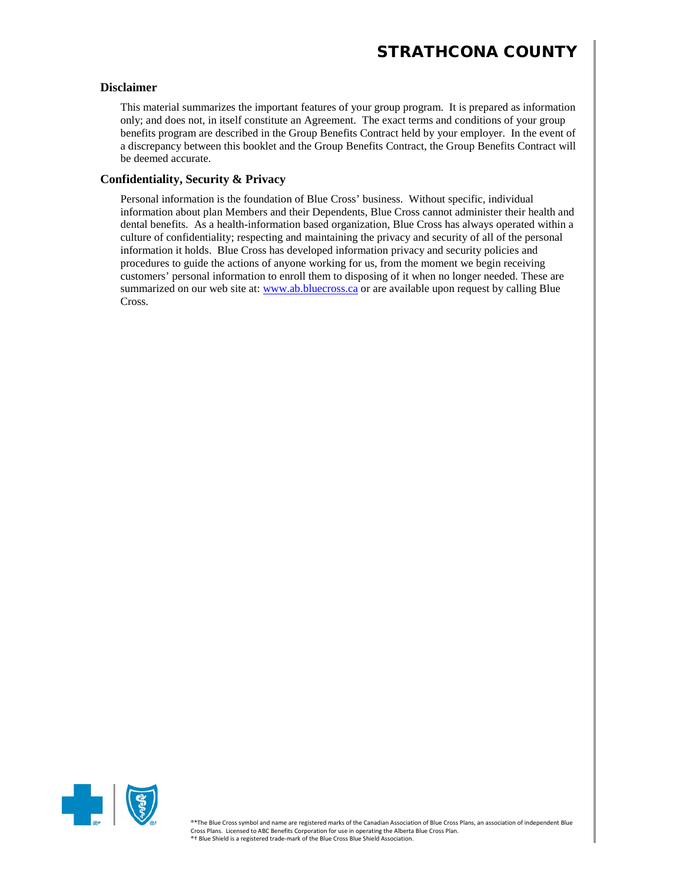## Disclaimer

This material summarizes the important features of your group program. It is prepared as information only; and does not, in itself constitute an Agreement. The exact terms and conditions of your group benefits program are described in the Group Benefits Contract held by your employer. In the event of a discrepancy between this booklet and the Group Benefits Contract, the Group Benefits Contract will be deemed accurate.

## Confidentiality, Security & Privacy

Personal information is the foundation of Blue Cross' business. Without specific, individual information about plan Members and their Dependents, Blue Cross cannot administer their health and dental benefits. As a health-information based organization, Blue Cross has always operated within a culture of confidentiality; respecting and maintaining the privacy and security of all of the personal information it holds. Blue Cross has developed information privacy and security policies and procedures to guide the actions of anyone working for us, from the moment we begin receiving customers' personal information to enroll them to disposing of it when no longer needed. These are summarized on our web site at: www.ab.bluecross.ca or are available upon request by calling Blue Cross.

®*The Blue Cross symbol and name are registered marks of the Canadian Association of Blue Cross Plans, an association of independent Blue Cross Plans. Licensed to ABC Benefits Corporation for use in operating the Alberta Blue Cross Plan.
®† Blue Shield is a registered trade-mark of the Blue Cross Blue Shield Association.